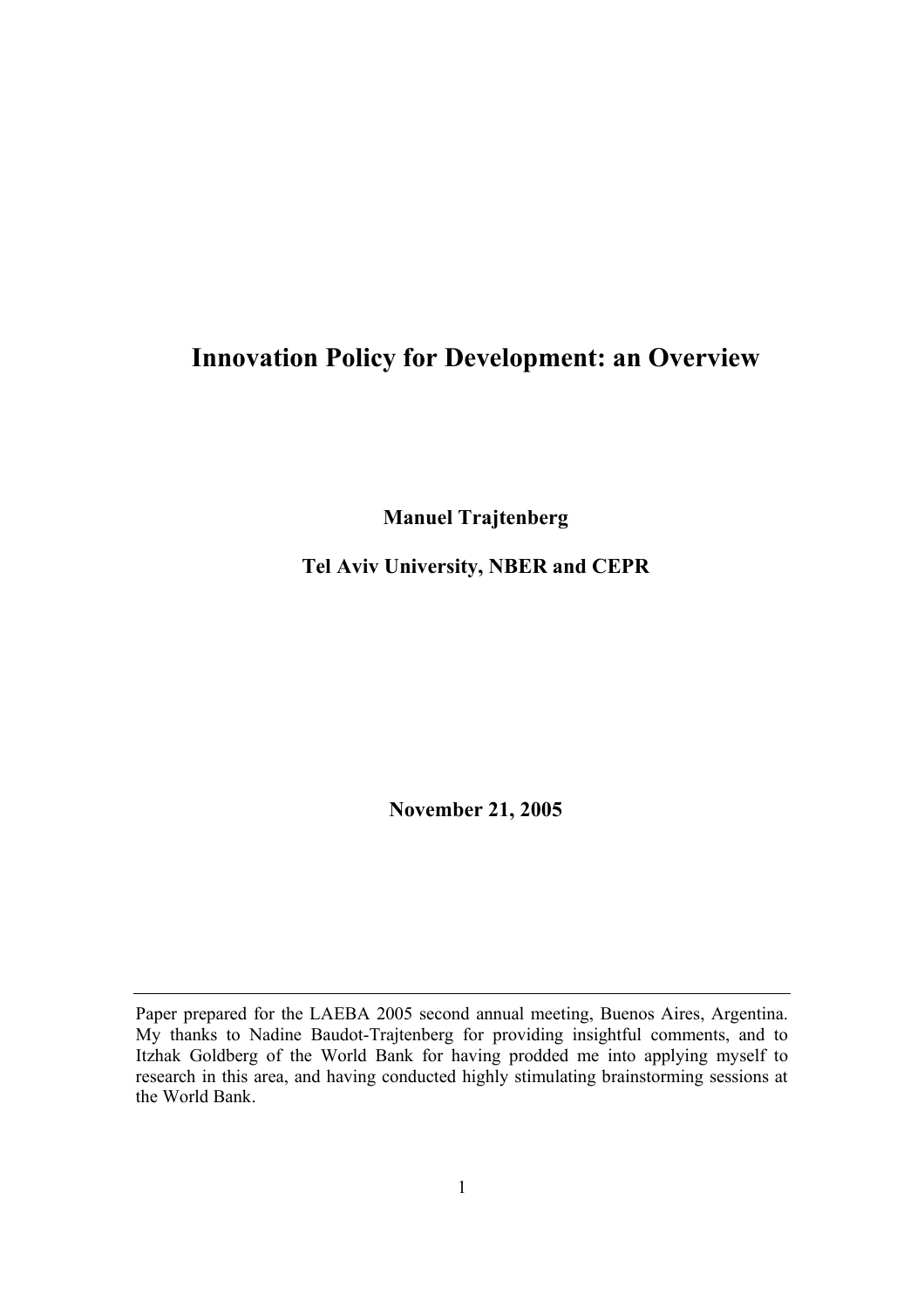# Innovation Policy for Development: an Overview

**Manuel Trajtenberg**

**Tel Aviv University, NBER and CEPR**

**November 21, 2005**

---

Paper prepared for the LAEBA 2005 second annual meeting, Buenos Aires, Argentina. My thanks to Nadine Baudot-Trajtenberg for providing insightful comments, and to Itzhak Goldberg of the World Bank for having prodded me into applying myself to research in this area, and having conducted highly stimulating brainstorming sessions at the World Bank.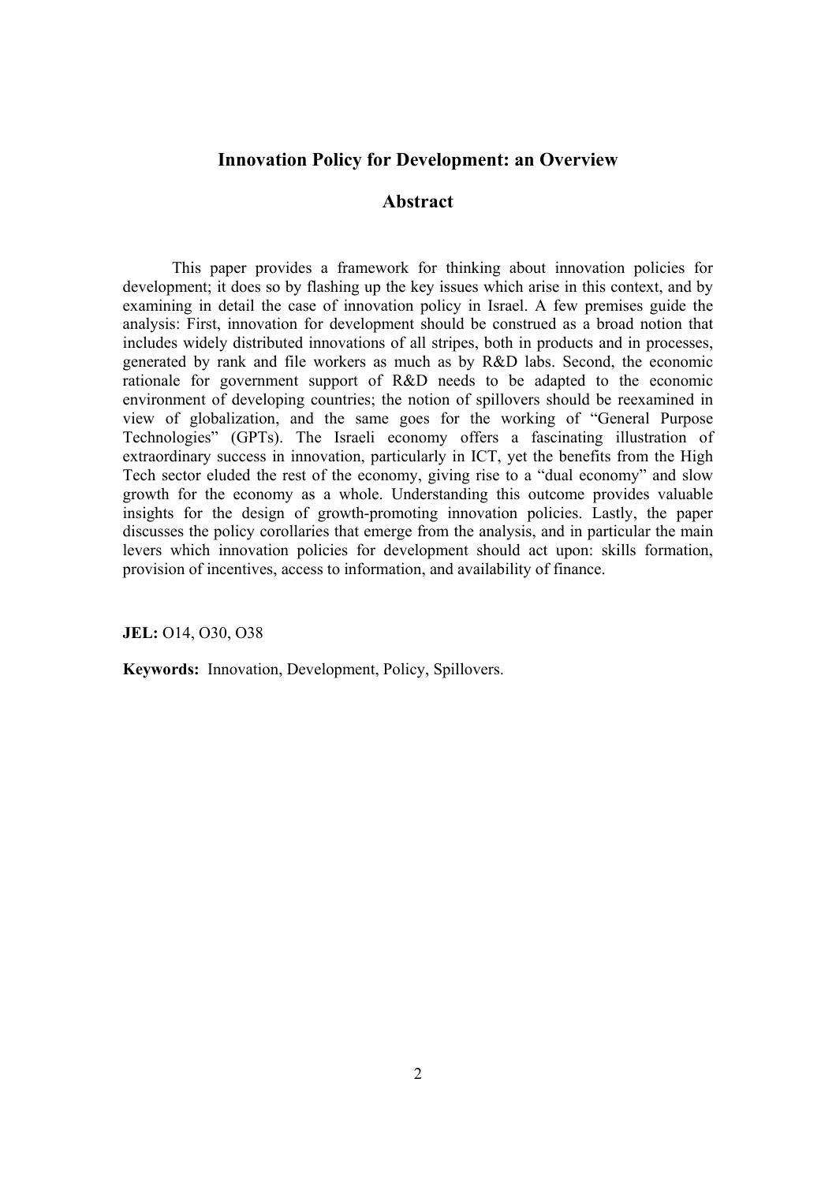# Innovation Policy for Development: an Overview

## Abstract

This paper provides a framework for thinking about innovation policies for development; it does so by flashing up the key issues which arise in this context, and by examining in detail the case of innovation policy in Israel. A few premises guide the analysis: First, innovation for development should be construed as a broad notion that includes widely distributed innovations of all stripes, both in products and in processes, generated by rank and file workers as much as by R&D labs. Second, the economic rationale for government support of R&D needs to be adapted to the economic environment of developing countries; the notion of spillovers should be reexamined in view of globalization, and the same goes for the working of "General Purpose Technologies" (GPTs). The Israeli economy offers a fascinating illustration of extraordinary success in innovation, particularly in ICT, yet the benefits from the High Tech sector eluded the rest of the economy, giving rise to a "dual economy" and slow growth for the economy as a whole. Understanding this outcome provides valuable insights for the design of growth-promoting innovation policies. Lastly, the paper discusses the policy corollaries that emerge from the analysis, and in particular the main levers which innovation policies for development should act upon: skills formation, provision of incentives, access to information, and availability of finance.

**JEL:** O14, O30, O38

**Keywords:** Innovation, Development, Policy, Spillovers.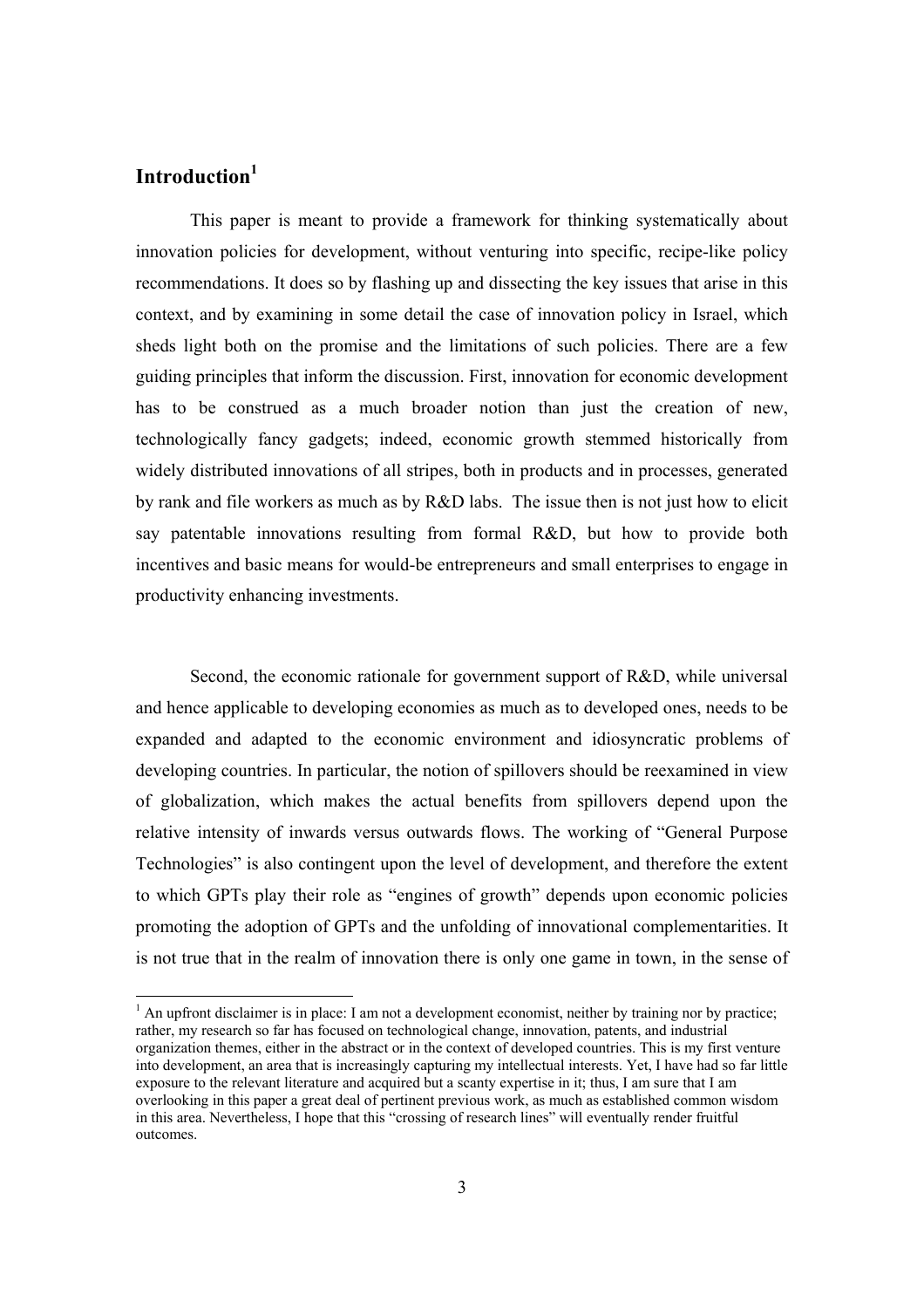## Introduction[1]

This paper is meant to provide a framework for thinking systematically about innovation policies for development, without venturing into specific, recipe-like policy recommendations. It does so by flashing up and dissecting the key issues that arise in this context, and by examining in some detail the case of innovation policy in Israel, which sheds light both on the promise and the limitations of such policies. There are a few guiding principles that inform the discussion. First, innovation for economic development has to be construed as a much broader notion than just the creation of new, technologically fancy gadgets; indeed, economic growth stemmed historically from widely distributed innovations of all stripes, both in products and in processes, generated by rank and file workers as much as by R&D labs. The issue then is not just how to elicit say patentable innovations resulting from formal R&D, but how to provide both incentives and basic means for would-be entrepreneurs and small enterprises to engage in productivity enhancing investments.

Second, the economic rationale for government support of R&D, while universal and hence applicable to developing economies as much as to developed ones, needs to be expanded and adapted to the economic environment and idiosyncratic problems of developing countries. In particular, the notion of spillovers should be reexamined in view of globalization, which makes the actual benefits from spillovers depend upon the relative intensity of inwards versus outwards flows. The working of "General Purpose Technologies" is also contingent upon the level of development, and therefore the extent to which GPTs play their role as "engines of growth" depends upon economic policies promoting the adoption of GPTs and the unfolding of innovational complementarities. It is not true that in the realm of innovation there is only one game in town, in the sense of

[1] An upfront disclaimer is in place: I am not a development economist, neither by training nor by practice; rather, my research so far has focused on technological change, innovation, patents, and industrial organization themes, either in the abstract or in the context of developed countries. This is my first venture into development, an area that is increasingly capturing my intellectual interests. Yet, I have had so far little exposure to the relevant literature and acquired but a scanty expertise in it; thus, I am sure that I am overlooking in this paper a great deal of pertinent previous work, as much as established common wisdom in this area. Nevertheless, I hope that this "crossing of research lines" will eventually render fruitful outcomes.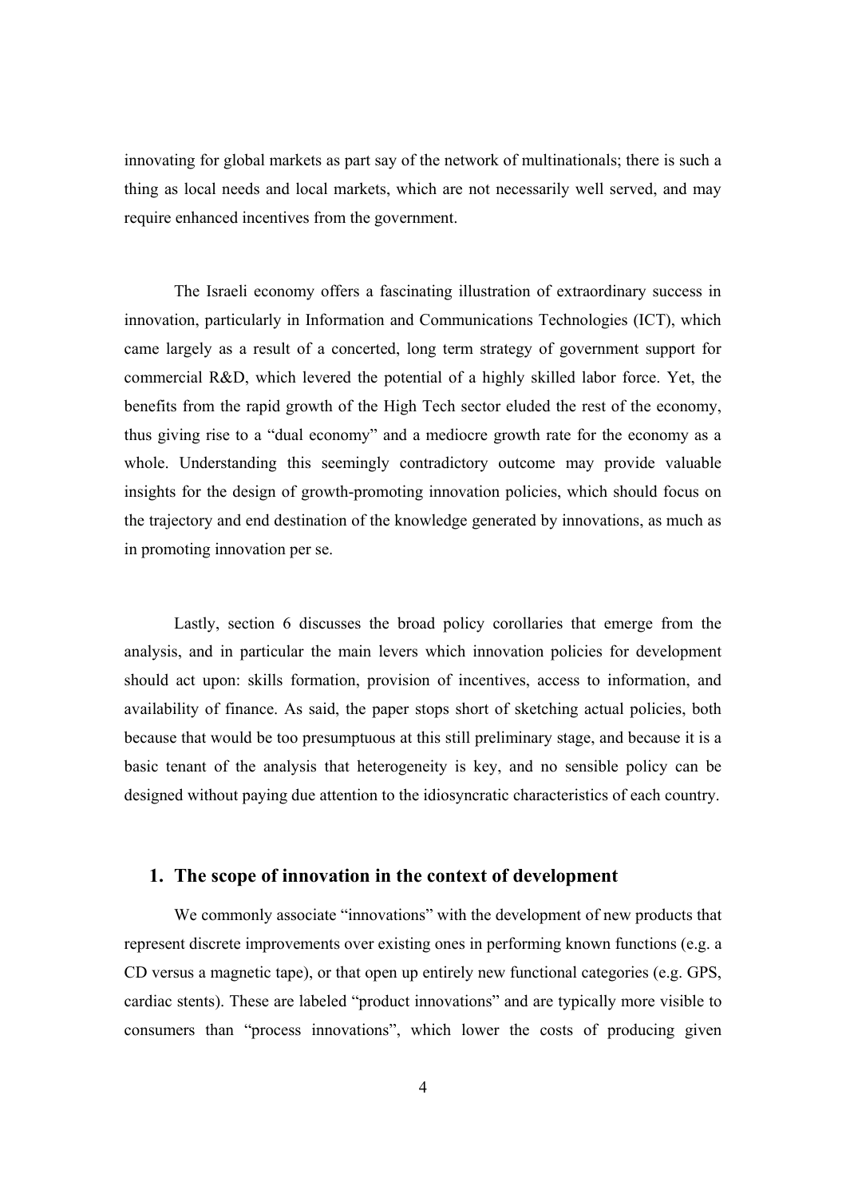innovating for global markets as part say of the network of multinationals; there is such a thing as local needs and local markets, which are not necessarily well served, and may require enhanced incentives from the government.

The Israeli economy offers a fascinating illustration of extraordinary success in innovation, particularly in Information and Communications Technologies (ICT), which came largely as a result of a concerted, long term strategy of government support for commercial R&D, which levered the potential of a highly skilled labor force. Yet, the benefits from the rapid growth of the High Tech sector eluded the rest of the economy, thus giving rise to a "dual economy" and a mediocre growth rate for the economy as a whole. Understanding this seemingly contradictory outcome may provide valuable insights for the design of growth-promoting innovation policies, which should focus on the trajectory and end destination of the knowledge generated by innovations, as much as in promoting innovation per se.

Lastly, section 6 discusses the broad policy corollaries that emerge from the analysis, and in particular the main levers which innovation policies for development should act upon: skills formation, provision of incentives, access to information, and availability of finance. As said, the paper stops short of sketching actual policies, both because that would be too presumptuous at this still preliminary stage, and because it is a basic tenant of the analysis that heterogeneity is key, and no sensible policy can be designed without paying due attention to the idiosyncratic characteristics of each country.

## 1. The scope of innovation in the context of development

We commonly associate "innovations" with the development of new products that represent discrete improvements over existing ones in performing known functions (e.g. a CD versus a magnetic tape), or that open up entirely new functional categories (e.g. GPS, cardiac stents). These are labeled "product innovations" and are typically more visible to consumers than "process innovations", which lower the costs of producing given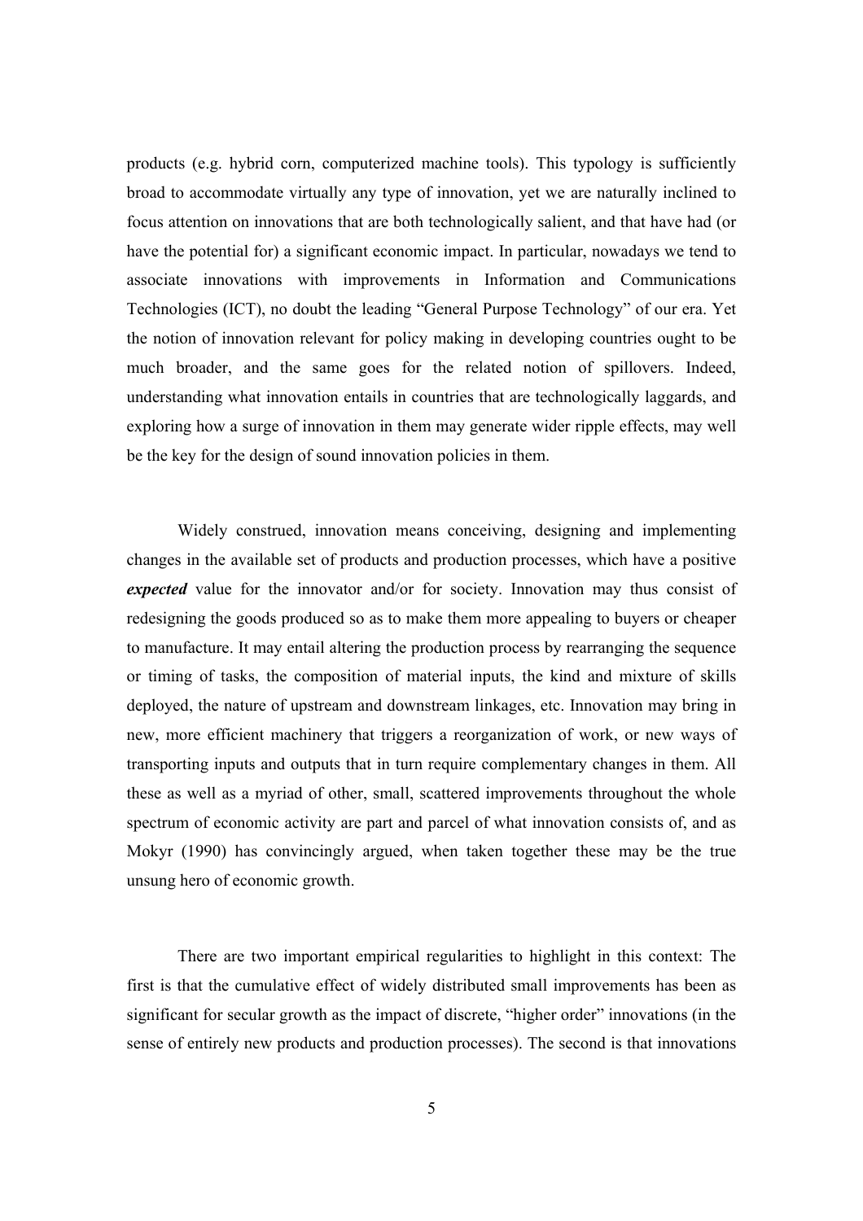products (e.g. hybrid corn, computerized machine tools). This typology is sufficiently broad to accommodate virtually any type of innovation, yet we are naturally inclined to focus attention on innovations that are both technologically salient, and that have had (or have the potential for) a significant economic impact. In particular, nowadays we tend to associate innovations with improvements in Information and Communications Technologies (ICT), no doubt the leading "General Purpose Technology" of our era. Yet the notion of innovation relevant for policy making in developing countries ought to be much broader, and the same goes for the related notion of spillovers. Indeed, understanding what innovation entails in countries that are technologically laggards, and exploring how a surge of innovation in them may generate wider ripple effects, may well be the key for the design of sound innovation policies in them.

Widely construed, innovation means conceiving, designing and implementing changes in the available set of products and production processes, which have a positive ***expected*** value for the innovator and/or for society. Innovation may thus consist of redesigning the goods produced so as to make them more appealing to buyers or cheaper to manufacture. It may entail altering the production process by rearranging the sequence or timing of tasks, the composition of material inputs, the kind and mixture of skills deployed, the nature of upstream and downstream linkages, etc. Innovation may bring in new, more efficient machinery that triggers a reorganization of work, or new ways of transporting inputs and outputs that in turn require complementary changes in them. All these as well as a myriad of other, small, scattered improvements throughout the whole spectrum of economic activity are part and parcel of what innovation consists of, and as Mokyr (1990) has convincingly argued, when taken together these may be the true unsung hero of economic growth.

There are two important empirical regularities to highlight in this context: The first is that the cumulative effect of widely distributed small improvements has been as significant for secular growth as the impact of discrete, "higher order" innovations (in the sense of entirely new products and production processes). The second is that innovations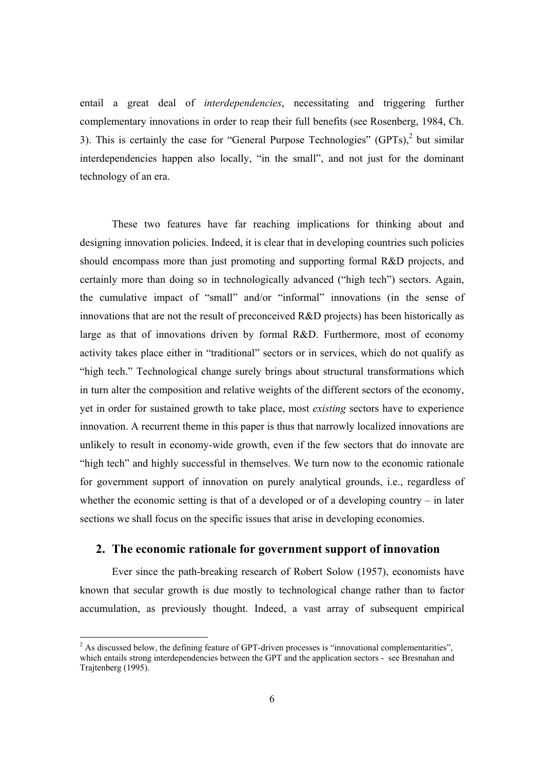entail a great deal of *interdependencies*, necessitating and triggering further complementary innovations in order to reap their full benefits (see Rosenberg, 1984, Ch. 3). This is certainly the case for "General Purpose Technologies" (GPTs),[2] but similar interdependencies happen also locally, "in the small", and not just for the dominant technology of an era.

These two features have far reaching implications for thinking about and designing innovation policies. Indeed, it is clear that in developing countries such policies should encompass more than just promoting and supporting formal R&D projects, and certainly more than doing so in technologically advanced ("high tech") sectors. Again, the cumulative impact of "small" and/or "informal" innovations (in the sense of innovations that are not the result of preconceived R&D projects) has been historically as large as that of innovations driven by formal R&D. Furthermore, most of economy activity takes place either in "traditional" sectors or in services, which do not qualify as "high tech." Technological change surely brings about structural transformations which in turn alter the composition and relative weights of the different sectors of the economy, yet in order for sustained growth to take place, most *existing* sectors have to experience innovation. A recurrent theme in this paper is thus that narrowly localized innovations are unlikely to result in economy-wide growth, even if the few sectors that do innovate are "high tech" and highly successful in themselves. We turn now to the economic rationale for government support of innovation on purely analytical grounds, i.e., regardless of whether the economic setting is that of a developed or of a developing country – in later sections we shall focus on the specific issues that arise in developing economies.

## 2. The economic rationale for government support of innovation

Ever since the path-breaking research of Robert Solow (1957), economists have known that secular growth is due mostly to technological change rather than to factor accumulation, as previously thought. Indeed, a vast array of subsequent empirical

[2] As discussed below, the defining feature of GPT-driven processes is "innovational complementarities", which entails strong interdependencies between the GPT and the application sectors - see Bresnahan and Trajtenberg (1995).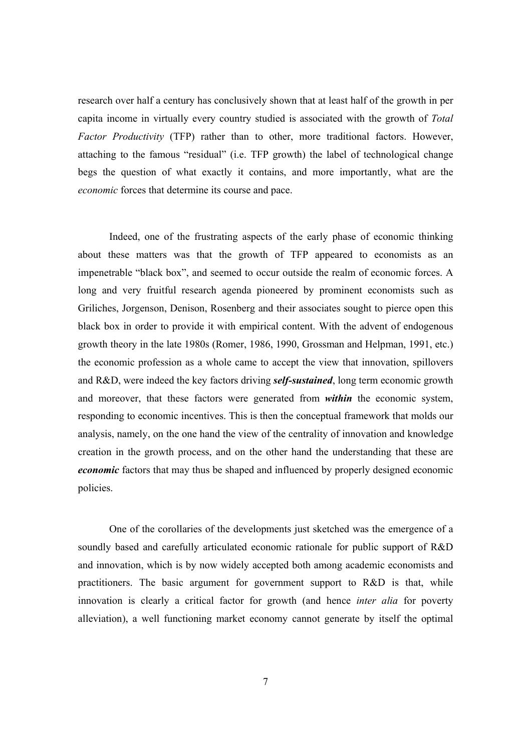research over half a century has conclusively shown that at least half of the growth in per capita income in virtually every country studied is associated with the growth of *Total Factor Productivity* (TFP) rather than to other, more traditional factors. However, attaching to the famous "residual" (i.e. TFP growth) the label of technological change begs the question of what exactly it contains, and more importantly, what are the *economic* forces that determine its course and pace.

Indeed, one of the frustrating aspects of the early phase of economic thinking about these matters was that the growth of TFP appeared to economists as an impenetrable "black box", and seemed to occur outside the realm of economic forces. A long and very fruitful research agenda pioneered by prominent economists such as Griliches, Jorgenson, Denison, Rosenberg and their associates sought to pierce open this black box in order to provide it with empirical content. With the advent of endogenous growth theory in the late 1980s (Romer, 1986, 1990, Grossman and Helpman, 1991, etc.) the economic profession as a whole came to accept the view that innovation, spillovers and R&D, were indeed the key factors driving ***self-sustained***, long term economic growth and moreover, that these factors were generated from ***within*** the economic system, responding to economic incentives. This is then the conceptual framework that molds our analysis, namely, on the one hand the view of the centrality of innovation and knowledge creation in the growth process, and on the other hand the understanding that these are ***economic*** factors that may thus be shaped and influenced by properly designed economic policies.

One of the corollaries of the developments just sketched was the emergence of a soundly based and carefully articulated economic rationale for public support of R&D and innovation, which is by now widely accepted both among academic economists and practitioners. The basic argument for government support to R&D is that, while innovation is clearly a critical factor for growth (and hence *inter alia* for poverty alleviation), a well functioning market economy cannot generate by itself the optimal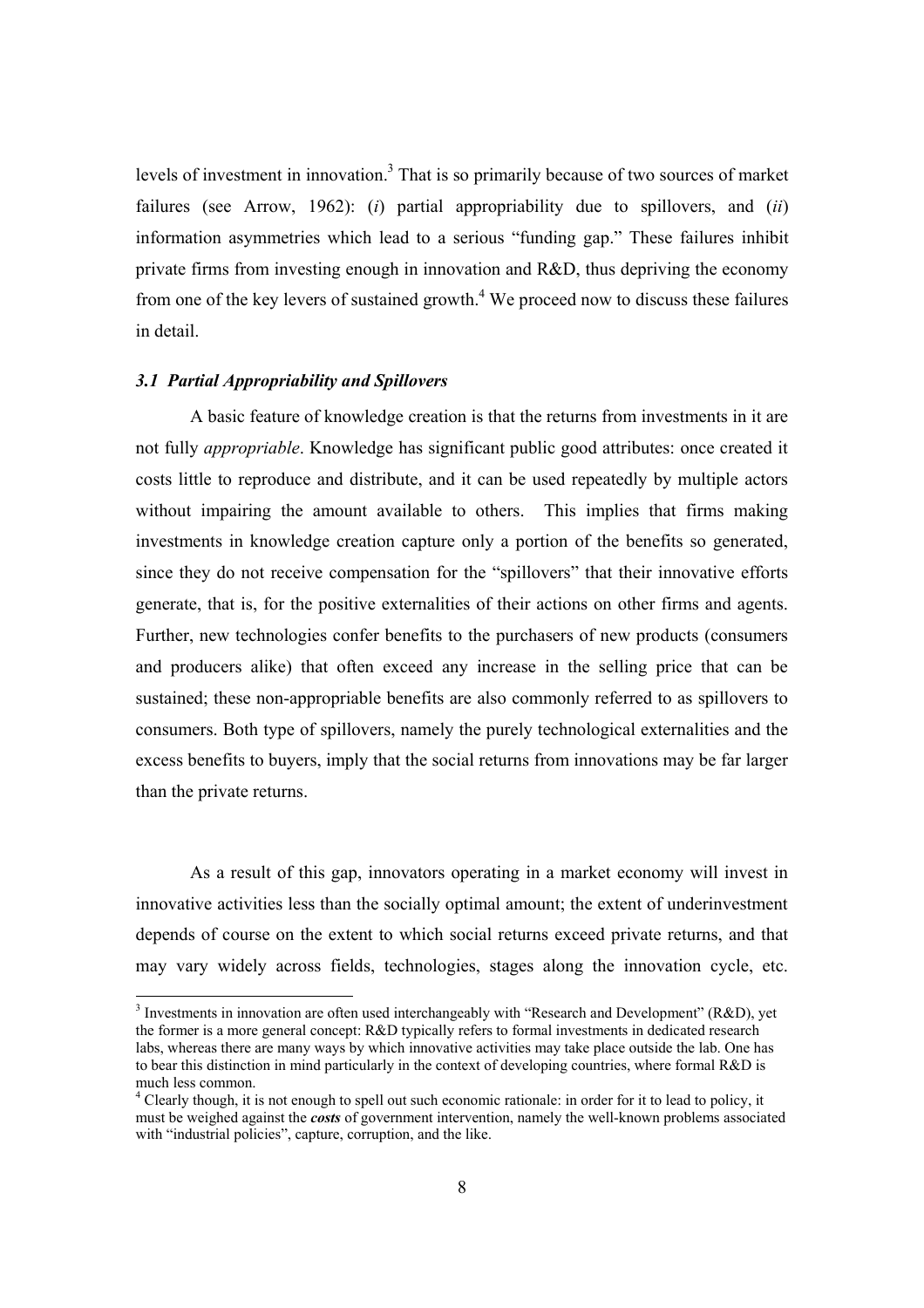levels of investment in innovation.[3] That is so primarily because of two sources of market failures (see Arrow, 1962): (*i*) partial appropriability due to spillovers, and (*ii*) information asymmetries which lead to a serious "funding gap." These failures inhibit private firms from investing enough in innovation and R&D, thus depriving the economy from one of the key levers of sustained growth.[4] We proceed now to discuss these failures in detail.

### *3.1 Partial Appropriability and Spillovers*

A basic feature of knowledge creation is that the returns from investments in it are not fully *appropriable*. Knowledge has significant public good attributes: once created it costs little to reproduce and distribute, and it can be used repeatedly by multiple actors without impairing the amount available to others. This implies that firms making investments in knowledge creation capture only a portion of the benefits so generated, since they do not receive compensation for the "spillovers" that their innovative efforts generate, that is, for the positive externalities of their actions on other firms and agents. Further, new technologies confer benefits to the purchasers of new products (consumers and producers alike) that often exceed any increase in the selling price that can be sustained; these non-appropriable benefits are also commonly referred to as spillovers to consumers. Both type of spillovers, namely the purely technological externalities and the excess benefits to buyers, imply that the social returns from innovations may be far larger than the private returns.

As a result of this gap, innovators operating in a market economy will invest in innovative activities less than the socially optimal amount; the extent of underinvestment depends of course on the extent to which social returns exceed private returns, and that may vary widely across fields, technologies, stages along the innovation cycle, etc.

---

[3] Investments in innovation are often used interchangeably with "Research and Development" (R&D), yet the former is a more general concept: R&D typically refers to formal investments in dedicated research labs, whereas there are many ways by which innovative activities may take place outside the lab. One has to bear this distinction in mind particularly in the context of developing countries, where formal R&D is much less common.

[4] Clearly though, it is not enough to spell out such economic rationale: in order for it to lead to policy, it must be weighed against the ***costs*** of government intervention, namely the well-known problems associated with "industrial policies", capture, corruption, and the like.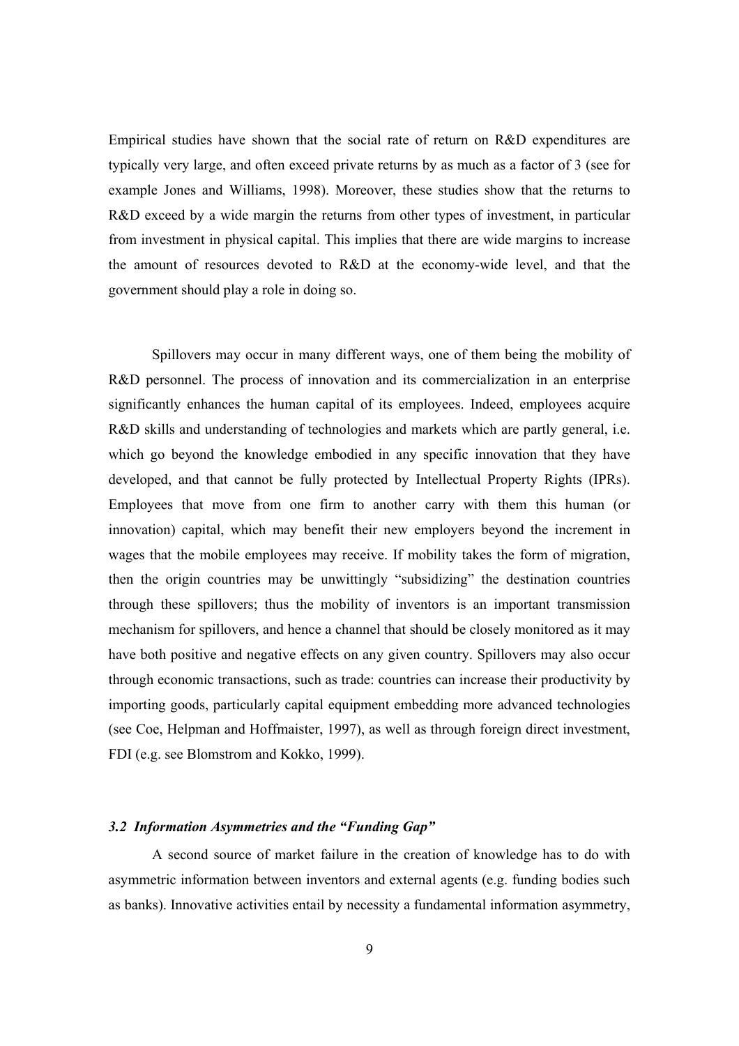Empirical studies have shown that the social rate of return on R&D expenditures are typically very large, and often exceed private returns by as much as a factor of 3 (see for example Jones and Williams, 1998). Moreover, these studies show that the returns to R&D exceed by a wide margin the returns from other types of investment, in particular from investment in physical capital. This implies that there are wide margins to increase the amount of resources devoted to R&D at the economy-wide level, and that the government should play a role in doing so.

Spillovers may occur in many different ways, one of them being the mobility of R&D personnel. The process of innovation and its commercialization in an enterprise significantly enhances the human capital of its employees. Indeed, employees acquire R&D skills and understanding of technologies and markets which are partly general, i.e. which go beyond the knowledge embodied in any specific innovation that they have developed, and that cannot be fully protected by Intellectual Property Rights (IPRs). Employees that move from one firm to another carry with them this human (or innovation) capital, which may benefit their new employers beyond the increment in wages that the mobile employees may receive. If mobility takes the form of migration, then the origin countries may be unwittingly "subsidizing" the destination countries through these spillovers; thus the mobility of inventors is an important transmission mechanism for spillovers, and hence a channel that should be closely monitored as it may have both positive and negative effects on any given country. Spillovers may also occur through economic transactions, such as trade: countries can increase their productivity by importing goods, particularly capital equipment embedding more advanced technologies (see Coe, Helpman and Hoffmaister, 1997), as well as through foreign direct investment, FDI (e.g. see Blomstrom and Kokko, 1999).

### *3.2 Information Asymmetries and the "Funding Gap"*

A second source of market failure in the creation of knowledge has to do with asymmetric information between inventors and external agents (e.g. funding bodies such as banks). Innovative activities entail by necessity a fundamental information asymmetry,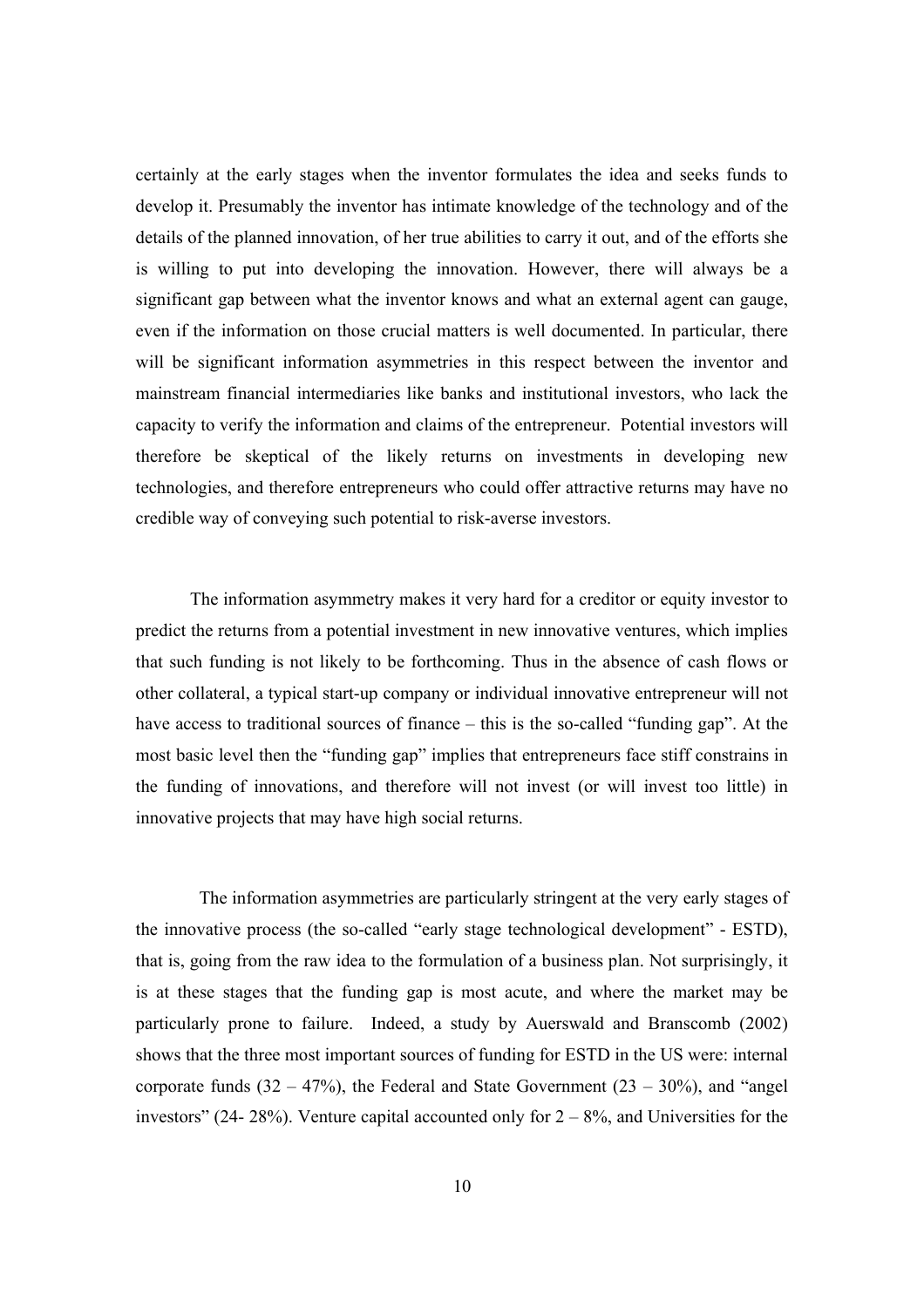certainly at the early stages when the inventor formulates the idea and seeks funds to develop it. Presumably the inventor has intimate knowledge of the technology and of the details of the planned innovation, of her true abilities to carry it out, and of the efforts she is willing to put into developing the innovation. However, there will always be a significant gap between what the inventor knows and what an external agent can gauge, even if the information on those crucial matters is well documented. In particular, there will be significant information asymmetries in this respect between the inventor and mainstream financial intermediaries like banks and institutional investors, who lack the capacity to verify the information and claims of the entrepreneur. Potential investors will therefore be skeptical of the likely returns on investments in developing new technologies, and therefore entrepreneurs who could offer attractive returns may have no credible way of conveying such potential to risk-averse investors.

The information asymmetry makes it very hard for a creditor or equity investor to predict the returns from a potential investment in new innovative ventures, which implies that such funding is not likely to be forthcoming. Thus in the absence of cash flows or other collateral, a typical start-up company or individual innovative entrepreneur will not have access to traditional sources of finance – this is the so-called "funding gap". At the most basic level then the "funding gap" implies that entrepreneurs face stiff constrains in the funding of innovations, and therefore will not invest (or will invest too little) in innovative projects that may have high social returns.

The information asymmetries are particularly stringent at the very early stages of the innovative process (the so-called "early stage technological development" - ESTD), that is, going from the raw idea to the formulation of a business plan. Not surprisingly, it is at these stages that the funding gap is most acute, and where the market may be particularly prone to failure. Indeed, a study by Auerswald and Branscomb (2002) shows that the three most important sources of funding for ESTD in the US were: internal corporate funds (32 – 47%), the Federal and State Government (23 – 30%), and "angel investors" (24- 28%). Venture capital accounted only for 2 – 8%, and Universities for the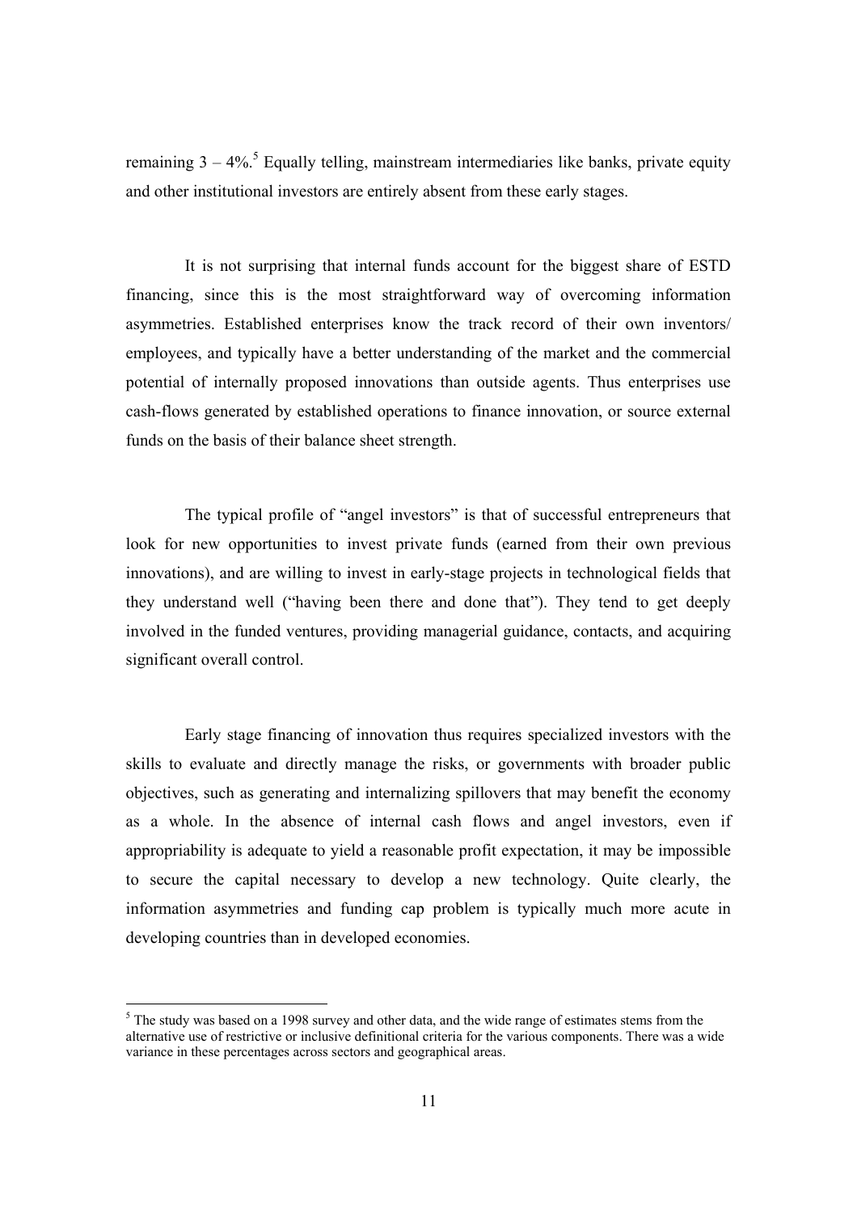remaining 3 – 4%.[5] Equally telling, mainstream intermediaries like banks, private equity and other institutional investors are entirely absent from these early stages.

It is not surprising that internal funds account for the biggest share of ESTD financing, since this is the most straightforward way of overcoming information asymmetries. Established enterprises know the track record of their own inventors/ employees, and typically have a better understanding of the market and the commercial potential of internally proposed innovations than outside agents. Thus enterprises use cash-flows generated by established operations to finance innovation, or source external funds on the basis of their balance sheet strength.

The typical profile of "angel investors" is that of successful entrepreneurs that look for new opportunities to invest private funds (earned from their own previous innovations), and are willing to invest in early-stage projects in technological fields that they understand well ("having been there and done that"). They tend to get deeply involved in the funded ventures, providing managerial guidance, contacts, and acquiring significant overall control.

Early stage financing of innovation thus requires specialized investors with the skills to evaluate and directly manage the risks, or governments with broader public objectives, such as generating and internalizing spillovers that may benefit the economy as a whole. In the absence of internal cash flows and angel investors, even if appropriability is adequate to yield a reasonable profit expectation, it may be impossible to secure the capital necessary to develop a new technology. Quite clearly, the information asymmetries and funding cap problem is typically much more acute in developing countries than in developed economies.

[5] The study was based on a 1998 survey and other data, and the wide range of estimates stems from the alternative use of restrictive or inclusive definitional criteria for the various components. There was a wide variance in these percentages across sectors and geographical areas.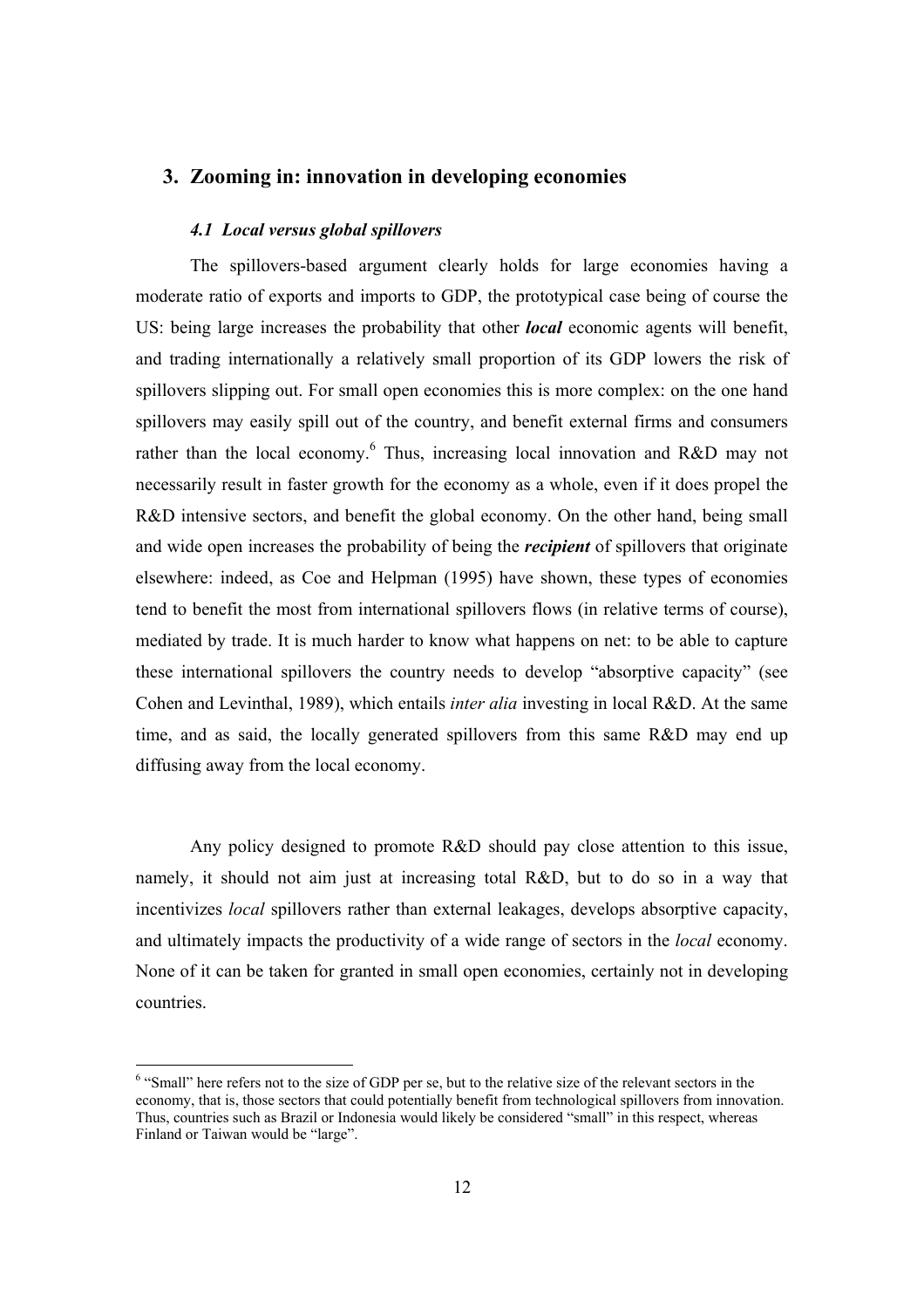## 3. Zooming in: innovation in developing economies

### *4.1 Local versus global spillovers*

The spillovers-based argument clearly holds for large economies having a moderate ratio of exports and imports to GDP, the prototypical case being of course the US: being large increases the probability that other ***local*** economic agents will benefit, and trading internationally a relatively small proportion of its GDP lowers the risk of spillovers slipping out. For small open economies this is more complex: on the one hand spillovers may easily spill out of the country, and benefit external firms and consumers rather than the local economy.[6] Thus, increasing local innovation and R&D may not necessarily result in faster growth for the economy as a whole, even if it does propel the R&D intensive sectors, and benefit the global economy. On the other hand, being small and wide open increases the probability of being the ***recipient*** of spillovers that originate elsewhere: indeed, as Coe and Helpman (1995) have shown, these types of economies tend to benefit the most from international spillovers flows (in relative terms of course), mediated by trade. It is much harder to know what happens on net: to be able to capture these international spillovers the country needs to develop "absorptive capacity" (see Cohen and Levinthal, 1989), which entails *inter alia* investing in local R&D. At the same time, and as said, the locally generated spillovers from this same R&D may end up diffusing away from the local economy.

Any policy designed to promote R&D should pay close attention to this issue, namely, it should not aim just at increasing total R&D, but to do so in a way that incentivizes *local* spillovers rather than external leakages, develops absorptive capacity, and ultimately impacts the productivity of a wide range of sectors in the *local* economy. None of it can be taken for granted in small open economies, certainly not in developing countries.

[6] "Small" here refers not to the size of GDP per se, but to the relative size of the relevant sectors in the economy, that is, those sectors that could potentially benefit from technological spillovers from innovation. Thus, countries such as Brazil or Indonesia would likely be considered "small" in this respect, whereas Finland or Taiwan would be "large".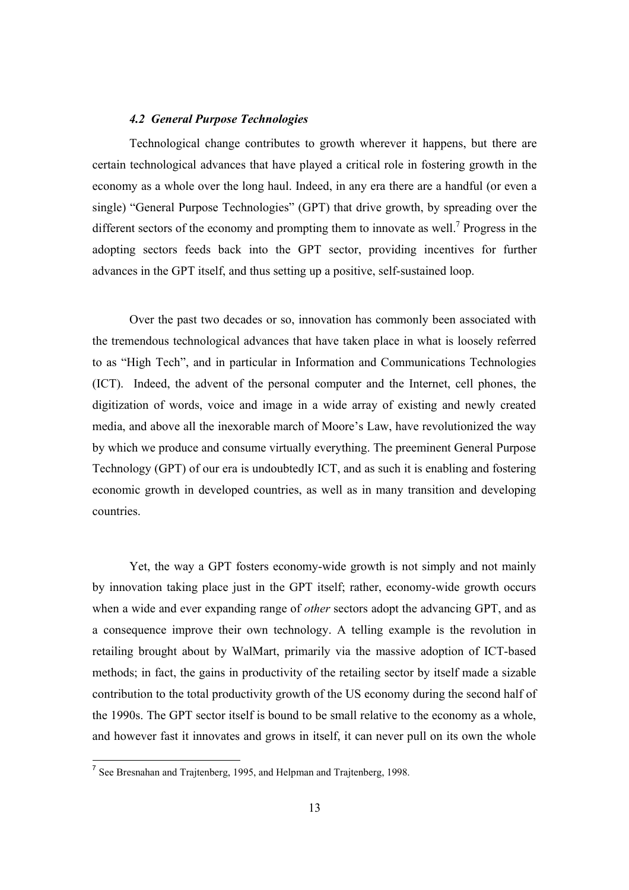### *4.2 General Purpose Technologies*

Technological change contributes to growth wherever it happens, but there are certain technological advances that have played a critical role in fostering growth in the economy as a whole over the long haul. Indeed, in any era there are a handful (or even a single) "General Purpose Technologies" (GPT) that drive growth, by spreading over the different sectors of the economy and prompting them to innovate as well.[7] Progress in the adopting sectors feeds back into the GPT sector, providing incentives for further advances in the GPT itself, and thus setting up a positive, self-sustained loop.

Over the past two decades or so, innovation has commonly been associated with the tremendous technological advances that have taken place in what is loosely referred to as "High Tech", and in particular in Information and Communications Technologies (ICT). Indeed, the advent of the personal computer and the Internet, cell phones, the digitization of words, voice and image in a wide array of existing and newly created media, and above all the inexorable march of Moore's Law, have revolutionized the way by which we produce and consume virtually everything. The preeminent General Purpose Technology (GPT) of our era is undoubtedly ICT, and as such it is enabling and fostering economic growth in developed countries, as well as in many transition and developing countries.

Yet, the way a GPT fosters economy-wide growth is not simply and not mainly by innovation taking place just in the GPT itself; rather, economy-wide growth occurs when a wide and ever expanding range of *other* sectors adopt the advancing GPT, and as a consequence improve their own technology. A telling example is the revolution in retailing brought about by WalMart, primarily via the massive adoption of ICT-based methods; in fact, the gains in productivity of the retailing sector by itself made a sizable contribution to the total productivity growth of the US economy during the second half of the 1990s. The GPT sector itself is bound to be small relative to the economy as a whole, and however fast it innovates and grows in itself, it can never pull on its own the whole

[7] See Bresnahan and Trajtenberg, 1995, and Helpman and Trajtenberg, 1998.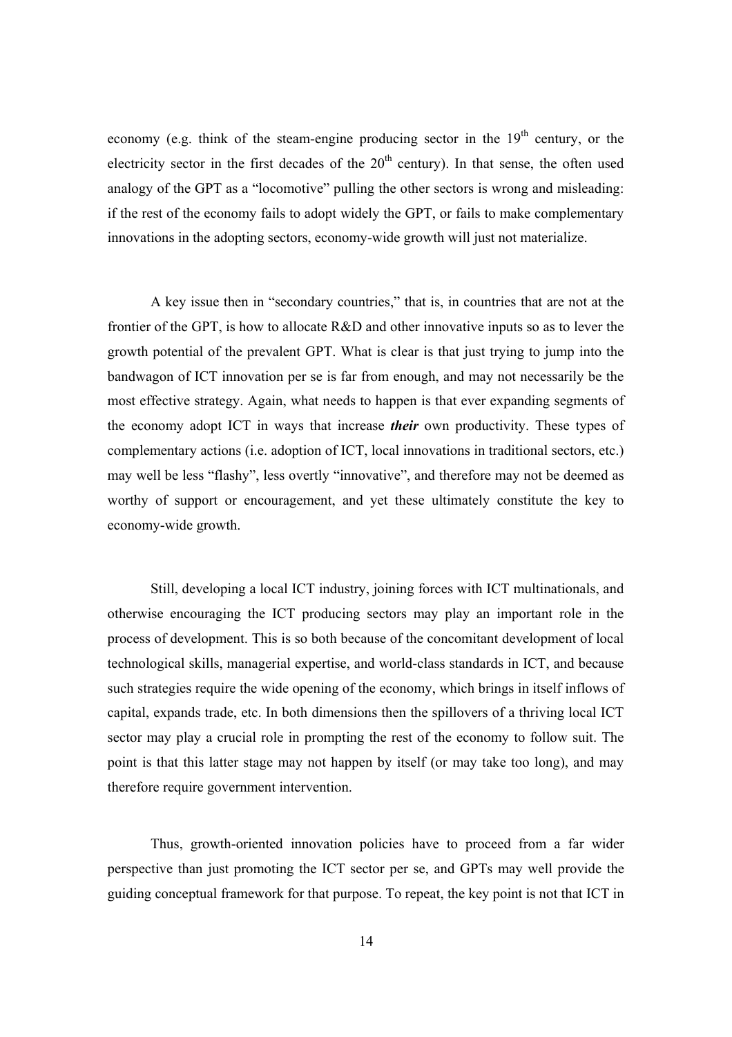economy (e.g. think of the steam-engine producing sector in the 19th century, or the electricity sector in the first decades of the 20th century). In that sense, the often used analogy of the GPT as a "locomotive" pulling the other sectors is wrong and misleading: if the rest of the economy fails to adopt widely the GPT, or fails to make complementary innovations in the adopting sectors, economy-wide growth will just not materialize.

A key issue then in "secondary countries," that is, in countries that are not at the frontier of the GPT, is how to allocate R&D and other innovative inputs so as to lever the growth potential of the prevalent GPT. What is clear is that just trying to jump into the bandwagon of ICT innovation per se is far from enough, and may not necessarily be the most effective strategy. Again, what needs to happen is that ever expanding segments of the economy adopt ICT in ways that increase ***their*** own productivity. These types of complementary actions (i.e. adoption of ICT, local innovations in traditional sectors, etc.) may well be less "flashy", less overtly "innovative", and therefore may not be deemed as worthy of support or encouragement, and yet these ultimately constitute the key to economy-wide growth.

Still, developing a local ICT industry, joining forces with ICT multinationals, and otherwise encouraging the ICT producing sectors may play an important role in the process of development. This is so both because of the concomitant development of local technological skills, managerial expertise, and world-class standards in ICT, and because such strategies require the wide opening of the economy, which brings in itself inflows of capital, expands trade, etc. In both dimensions then the spillovers of a thriving local ICT sector may play a crucial role in prompting the rest of the economy to follow suit. The point is that this latter stage may not happen by itself (or may take too long), and may therefore require government intervention.

Thus, growth-oriented innovation policies have to proceed from a far wider perspective than just promoting the ICT sector per se, and GPTs may well provide the guiding conceptual framework for that purpose. To repeat, the key point is not that ICT in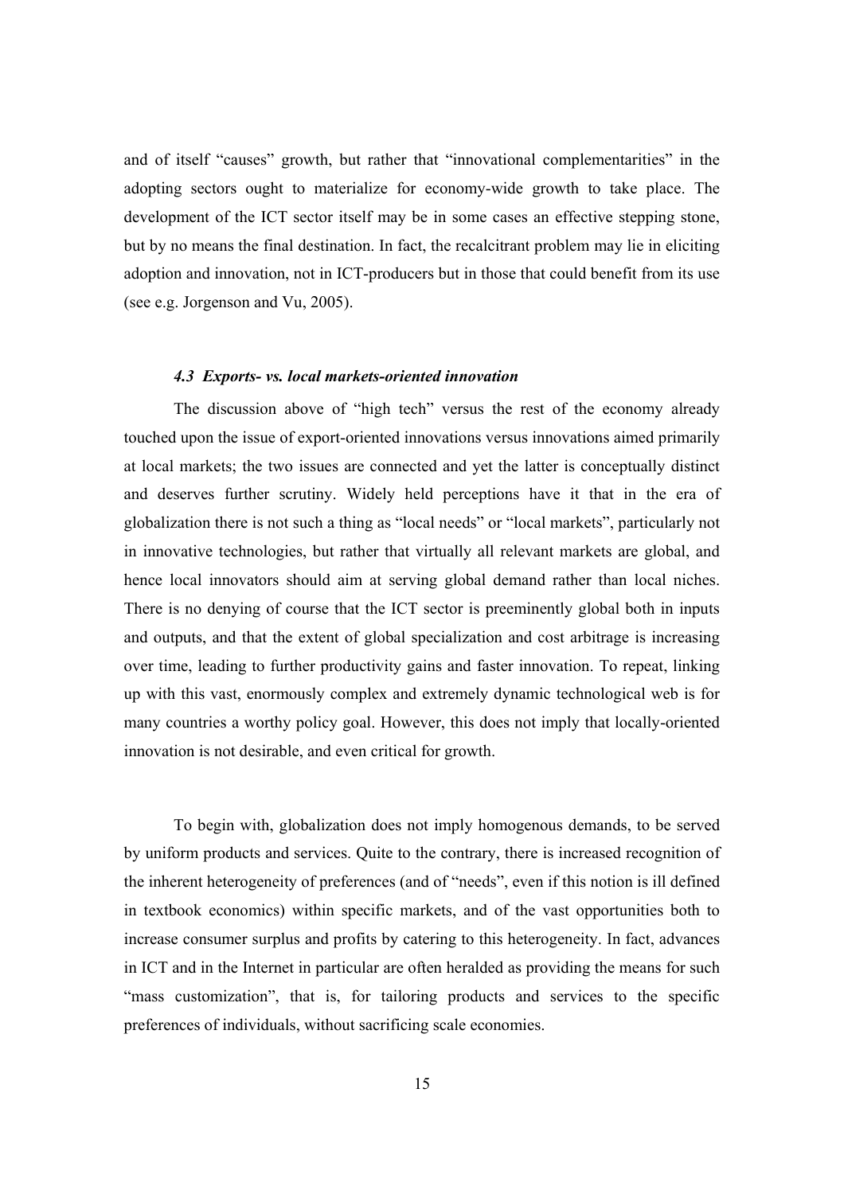and of itself "causes" growth, but rather that "innovational complementarities" in the adopting sectors ought to materialize for economy-wide growth to take place. The development of the ICT sector itself may be in some cases an effective stepping stone, but by no means the final destination. In fact, the recalcitrant problem may lie in eliciting adoption and innovation, not in ICT-producers but in those that could benefit from its use (see e.g. Jorgenson and Vu, 2005).

### *4.3 Exports- vs. local markets-oriented innovation*

The discussion above of "high tech" versus the rest of the economy already touched upon the issue of export-oriented innovations versus innovations aimed primarily at local markets; the two issues are connected and yet the latter is conceptually distinct and deserves further scrutiny. Widely held perceptions have it that in the era of globalization there is not such a thing as "local needs" or "local markets", particularly not in innovative technologies, but rather that virtually all relevant markets are global, and hence local innovators should aim at serving global demand rather than local niches. There is no denying of course that the ICT sector is preeminently global both in inputs and outputs, and that the extent of global specialization and cost arbitrage is increasing over time, leading to further productivity gains and faster innovation. To repeat, linking up with this vast, enormously complex and extremely dynamic technological web is for many countries a worthy policy goal. However, this does not imply that locally-oriented innovation is not desirable, and even critical for growth.

To begin with, globalization does not imply homogenous demands, to be served by uniform products and services. Quite to the contrary, there is increased recognition of the inherent heterogeneity of preferences (and of "needs", even if this notion is ill defined in textbook economics) within specific markets, and of the vast opportunities both to increase consumer surplus and profits by catering to this heterogeneity. In fact, advances in ICT and in the Internet in particular are often heralded as providing the means for such "mass customization", that is, for tailoring products and services to the specific preferences of individuals, without sacrificing scale economies.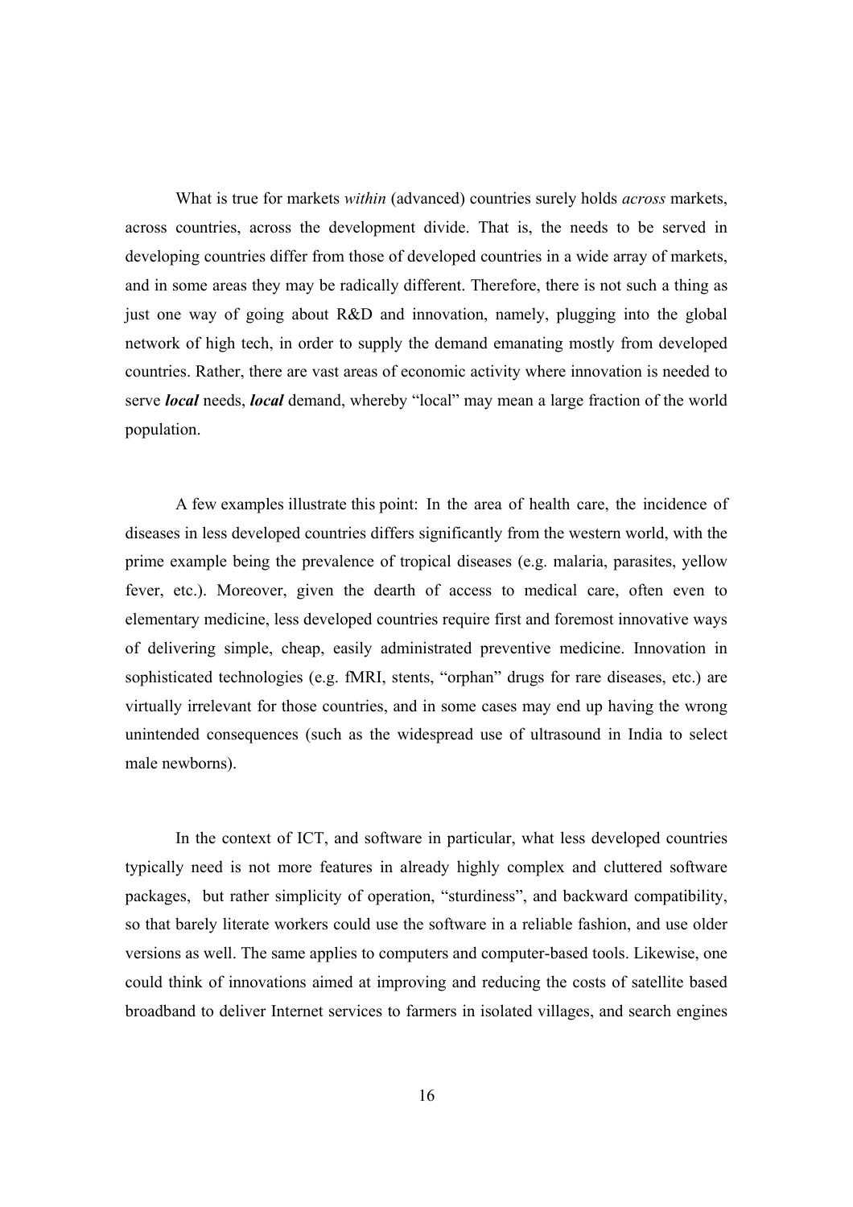What is true for markets *within* (advanced) countries surely holds *across* markets, across countries, across the development divide. That is, the needs to be served in developing countries differ from those of developed countries in a wide array of markets, and in some areas they may be radically different. Therefore, there is not such a thing as just one way of going about R&D and innovation, namely, plugging into the global network of high tech, in order to supply the demand emanating mostly from developed countries. Rather, there are vast areas of economic activity where innovation is needed to serve ***local*** needs, ***local*** demand, whereby "local" may mean a large fraction of the world population.

A few examples illustrate this point: In the area of health care, the incidence of diseases in less developed countries differs significantly from the western world, with the prime example being the prevalence of tropical diseases (e.g. malaria, parasites, yellow fever, etc.). Moreover, given the dearth of access to medical care, often even to elementary medicine, less developed countries require first and foremost innovative ways of delivering simple, cheap, easily administrated preventive medicine. Innovation in sophisticated technologies (e.g. fMRI, stents, "orphan" drugs for rare diseases, etc.) are virtually irrelevant for those countries, and in some cases may end up having the wrong unintended consequences (such as the widespread use of ultrasound in India to select male newborns).

In the context of ICT, and software in particular, what less developed countries typically need is not more features in already highly complex and cluttered software packages, but rather simplicity of operation, "sturdiness", and backward compatibility, so that barely literate workers could use the software in a reliable fashion, and use older versions as well. The same applies to computers and computer-based tools. Likewise, one could think of innovations aimed at improving and reducing the costs of satellite based broadband to deliver Internet services to farmers in isolated villages, and search engines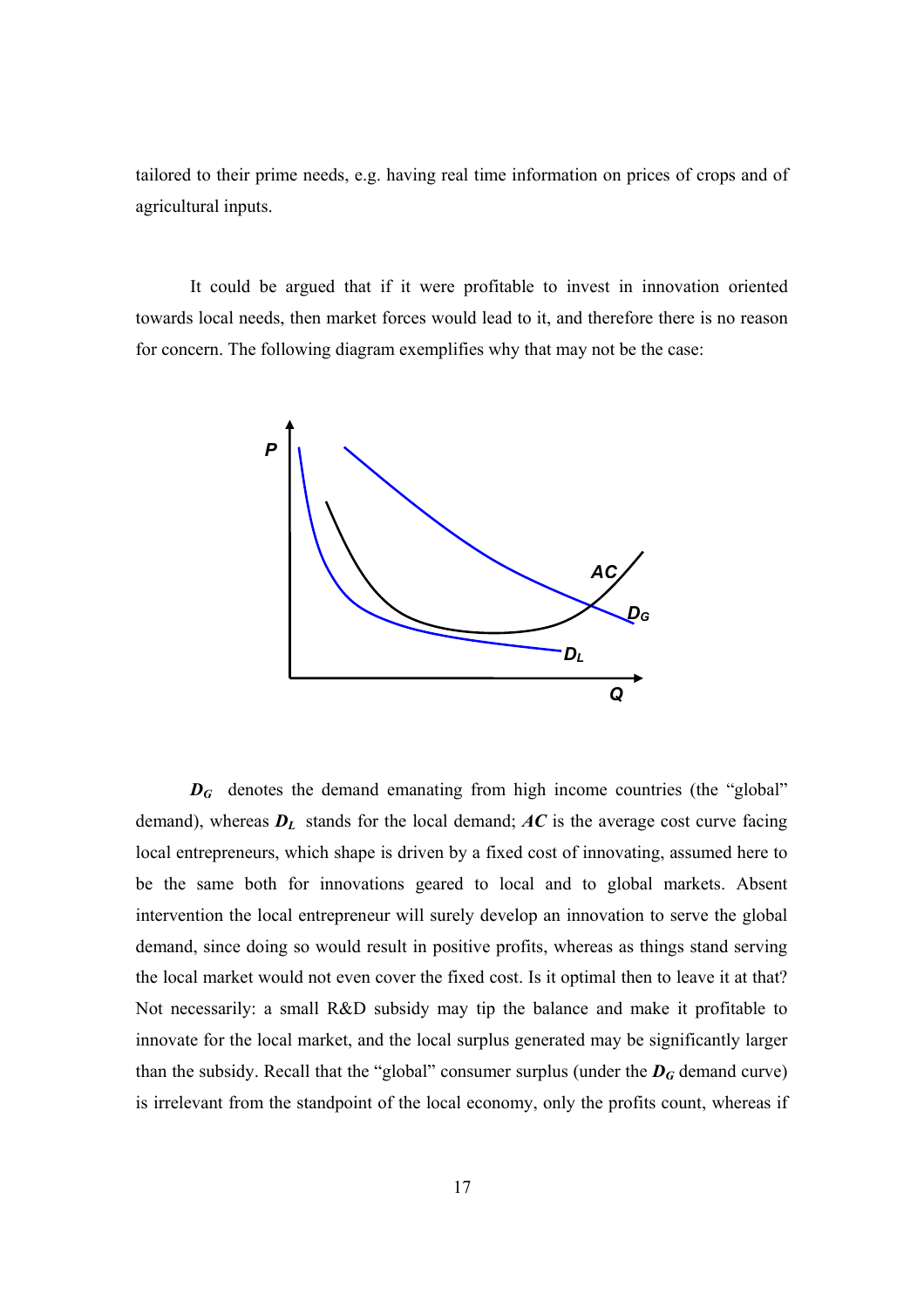tailored to their prime needs, e.g. having real time information on prices of crops and of agricultural inputs.

It could be argued that if it were profitable to invest in innovation oriented towards local needs, then market forces would lead to it, and therefore there is no reason for concern. The following diagram exemplifies why that may not be the case:

$D_G$ denotes the demand emanating from high income countries (the "global" demand), whereas $D_L$ stands for the local demand; $AC$ is the average cost curve facing local entrepreneurs, which shape is driven by a fixed cost of innovating, assumed here to be the same both for innovations geared to local and to global markets. Absent intervention the local entrepreneur will surely develop an innovation to serve the global demand, since doing so would result in positive profits, whereas as things stand serving the local market would not even cover the fixed cost. Is it optimal then to leave it at that? Not necessarily: a small R&D subsidy may tip the balance and make it profitable to innovate for the local market, and the local surplus generated may be significantly larger than the subsidy. Recall that the "global" consumer surplus (under the $D_G$ demand curve) is irrelevant from the standpoint of the local economy, only the profits count, whereas if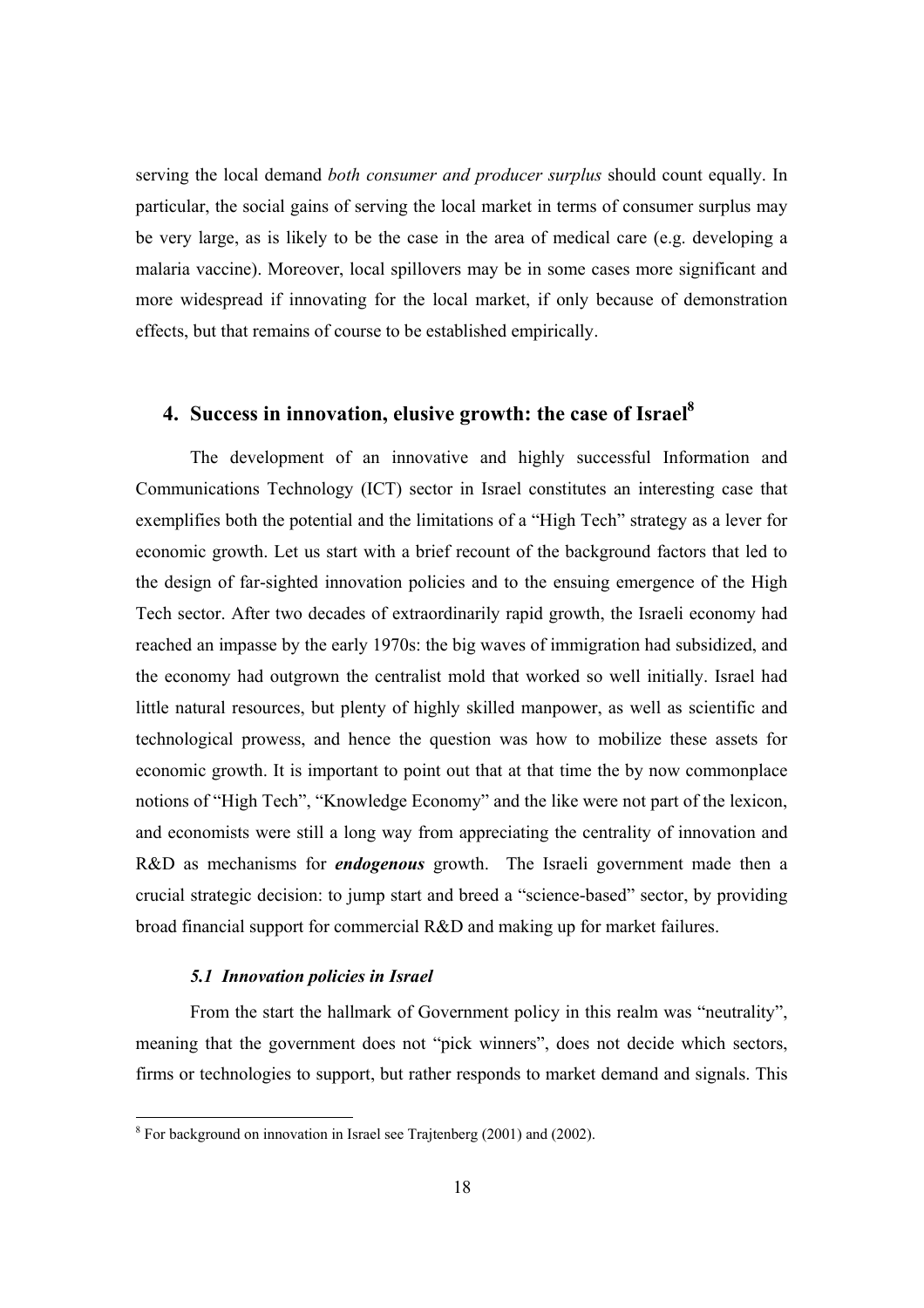serving the local demand *both consumer and producer surplus* should count equally. In particular, the social gains of serving the local market in terms of consumer surplus may be very large, as is likely to be the case in the area of medical care (e.g. developing a malaria vaccine). Moreover, local spillovers may be in some cases more significant and more widespread if innovating for the local market, if only because of demonstration effects, but that remains of course to be established empirically.

## 4. Success in innovation, elusive growth: the case of Israel[8]

The development of an innovative and highly successful Information and Communications Technology (ICT) sector in Israel constitutes an interesting case that exemplifies both the potential and the limitations of a "High Tech" strategy as a lever for economic growth. Let us start with a brief recount of the background factors that led to the design of far-sighted innovation policies and to the ensuing emergence of the High Tech sector. After two decades of extraordinarily rapid growth, the Israeli economy had reached an impasse by the early 1970s: the big waves of immigration had subsidized, and the economy had outgrown the centralist mold that worked so well initially. Israel had little natural resources, but plenty of highly skilled manpower, as well as scientific and technological prowess, and hence the question was how to mobilize these assets for economic growth. It is important to point out that at that time the by now commonplace notions of "High Tech", "Knowledge Economy" and the like were not part of the lexicon, and economists were still a long way from appreciating the centrality of innovation and R&D as mechanisms for ***endogenous*** growth. The Israeli government made then a crucial strategic decision: to jump start and breed a "science-based" sector, by providing broad financial support for commercial R&D and making up for market failures.

### *5.1 Innovation policies in Israel*

From the start the hallmark of Government policy in this realm was "neutrality", meaning that the government does not "pick winners", does not decide which sectors, firms or technologies to support, but rather responds to market demand and signals. This

[8] For background on innovation in Israel see Trajtenberg (2001) and (2002).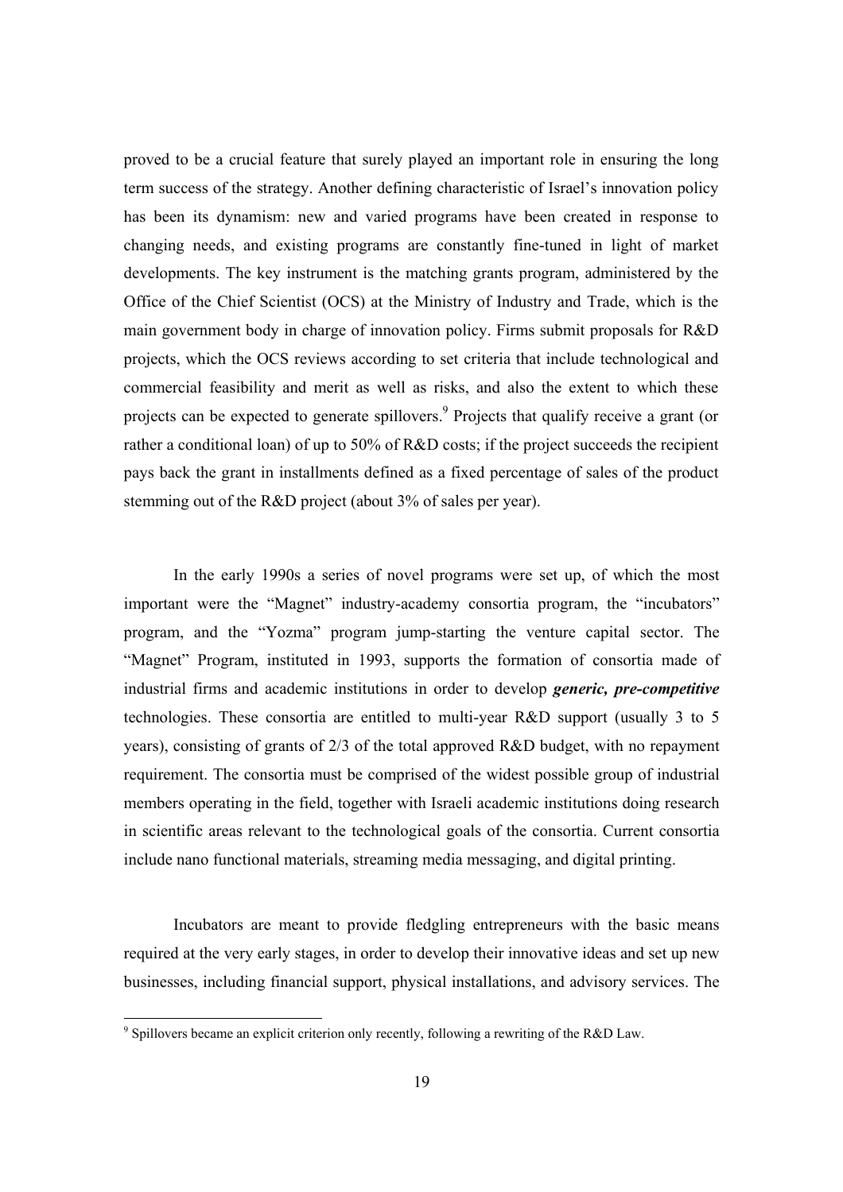proved to be a crucial feature that surely played an important role in ensuring the long term success of the strategy. Another defining characteristic of Israel's innovation policy has been its dynamism: new and varied programs have been created in response to changing needs, and existing programs are constantly fine-tuned in light of market developments. The key instrument is the matching grants program, administered by the Office of the Chief Scientist (OCS) at the Ministry of Industry and Trade, which is the main government body in charge of innovation policy. Firms submit proposals for R&D projects, which the OCS reviews according to set criteria that include technological and commercial feasibility and merit as well as risks, and also the extent to which these projects can be expected to generate spillovers.[9] Projects that qualify receive a grant (or rather a conditional loan) of up to 50% of R&D costs; if the project succeeds the recipient pays back the grant in installments defined as a fixed percentage of sales of the product stemming out of the R&D project (about 3% of sales per year).

In the early 1990s a series of novel programs were set up, of which the most important were the "Magnet" industry-academy consortia program, the "incubators" program, and the "Yozma" program jump-starting the venture capital sector. The "Magnet" Program, instituted in 1993, supports the formation of consortia made of industrial firms and academic institutions in order to develop ***generic, pre-competitive*** technologies. These consortia are entitled to multi-year R&D support (usually 3 to 5 years), consisting of grants of 2/3 of the total approved R&D budget, with no repayment requirement. The consortia must be comprised of the widest possible group of industrial members operating in the field, together with Israeli academic institutions doing research in scientific areas relevant to the technological goals of the consortia. Current consortia include nano functional materials, streaming media messaging, and digital printing.

Incubators are meant to provide fledgling entrepreneurs with the basic means required at the very early stages, in order to develop their innovative ideas and set up new businesses, including financial support, physical installations, and advisory services. The

[9] Spillovers became an explicit criterion only recently, following a rewriting of the R&D Law.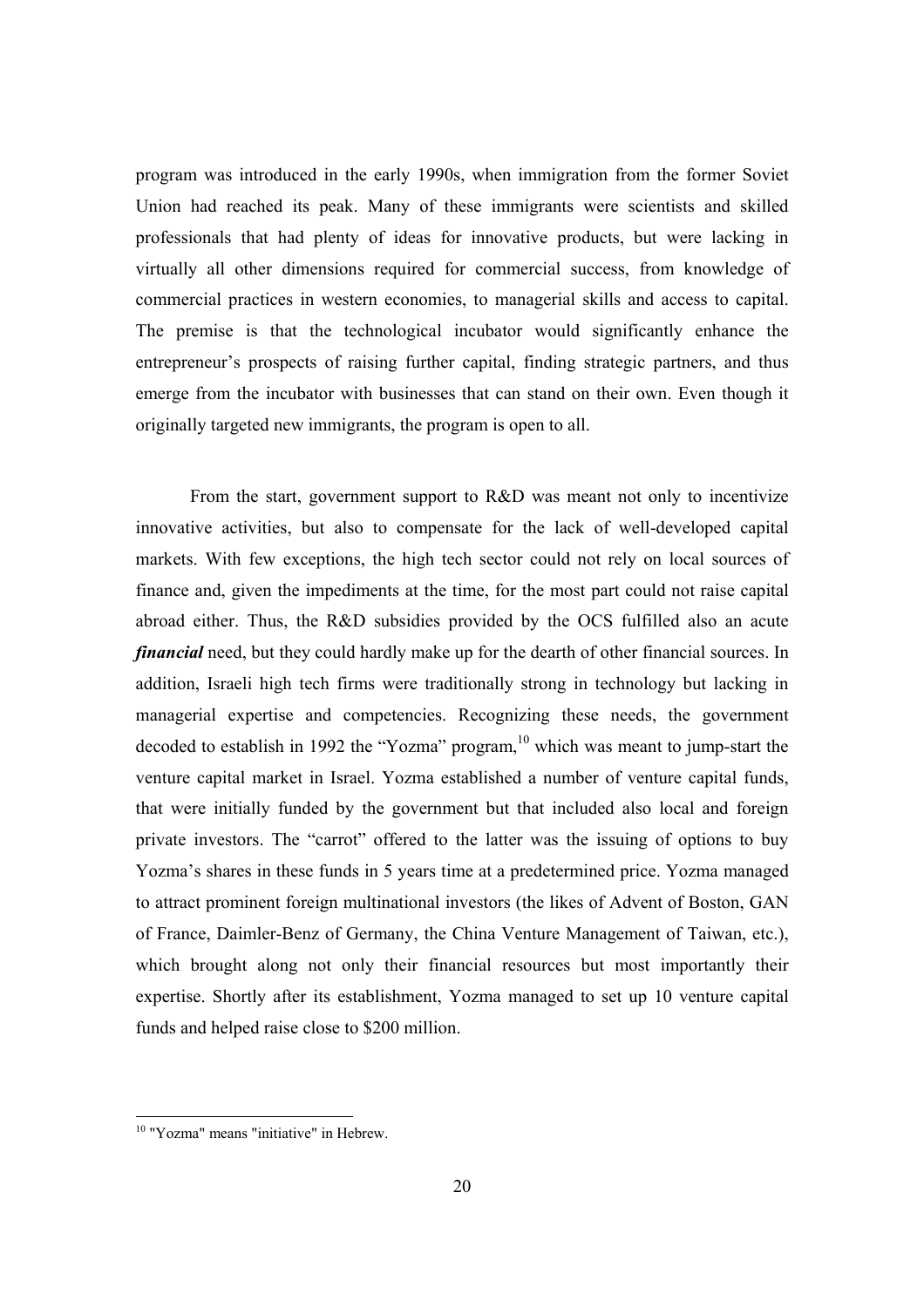program was introduced in the early 1990s, when immigration from the former Soviet Union had reached its peak. Many of these immigrants were scientists and skilled professionals that had plenty of ideas for innovative products, but were lacking in virtually all other dimensions required for commercial success, from knowledge of commercial practices in western economies, to managerial skills and access to capital. The premise is that the technological incubator would significantly enhance the entrepreneur's prospects of raising further capital, finding strategic partners, and thus emerge from the incubator with businesses that can stand on their own. Even though it originally targeted new immigrants, the program is open to all.

From the start, government support to R&D was meant not only to incentivize innovative activities, but also to compensate for the lack of well-developed capital markets. With few exceptions, the high tech sector could not rely on local sources of finance and, given the impediments at the time, for the most part could not raise capital abroad either. Thus, the R&D subsidies provided by the OCS fulfilled also an acute ***financial*** need, but they could hardly make up for the dearth of other financial sources. In addition, Israeli high tech firms were traditionally strong in technology but lacking in managerial expertise and competencies. Recognizing these needs, the government decoded to establish in 1992 the "Yozma" program,[10] which was meant to jump-start the venture capital market in Israel. Yozma established a number of venture capital funds, that were initially funded by the government but that included also local and foreign private investors. The "carrot" offered to the latter was the issuing of options to buy Yozma's shares in these funds in 5 years time at a predetermined price. Yozma managed to attract prominent foreign multinational investors (the likes of Advent of Boston, GAN of France, Daimler-Benz of Germany, the China Venture Management of Taiwan, etc.), which brought along not only their financial resources but most importantly their expertise. Shortly after its establishment, Yozma managed to set up 10 venture capital funds and helped raise close to $200 million.

[10] "Yozma" means "initiative" in Hebrew.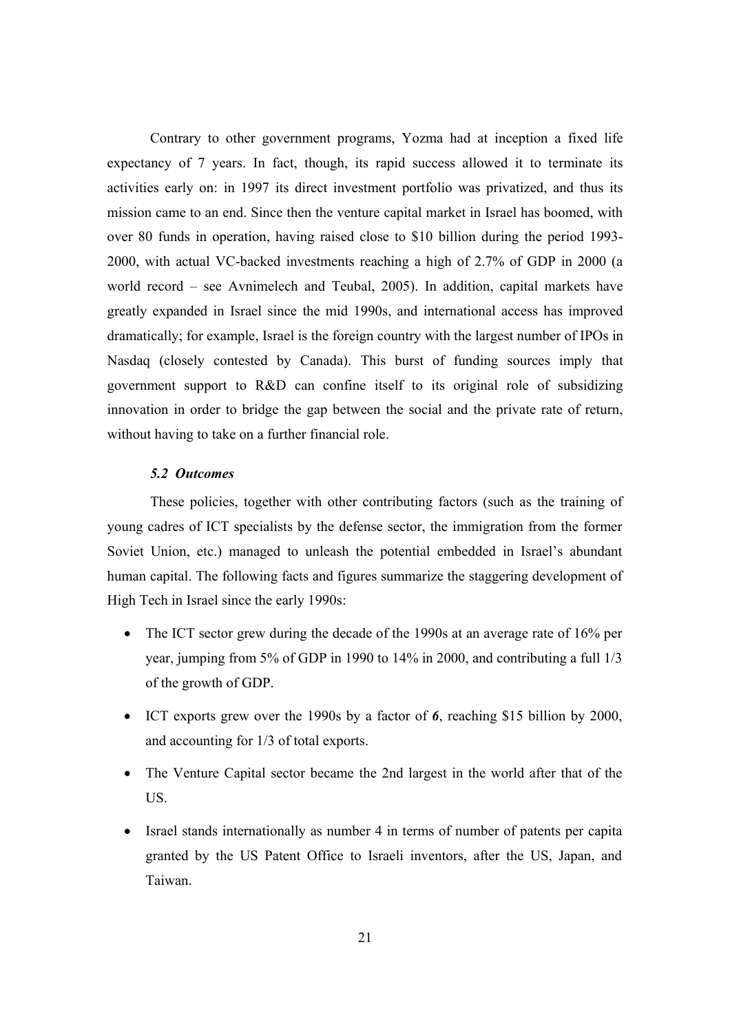Contrary to other government programs, Yozma had at inception a fixed life expectancy of 7 years. In fact, though, its rapid success allowed it to terminate its activities early on: in 1997 its direct investment portfolio was privatized, and thus its mission came to an end. Since then the venture capital market in Israel has boomed, with over 80 funds in operation, having raised close to $10 billion during the period 1993-2000, with actual VC-backed investments reaching a high of 2.7% of GDP in 2000 (a world record – see Avnimelech and Teubal, 2005). In addition, capital markets have greatly expanded in Israel since the mid 1990s, and international access has improved dramatically; for example, Israel is the foreign country with the largest number of IPOs in Nasdaq (closely contested by Canada). This burst of funding sources imply that government support to R&D can confine itself to its original role of subsidizing innovation in order to bridge the gap between the social and the private rate of return, without having to take on a further financial role.

### *5.2 Outcomes*

These policies, together with other contributing factors (such as the training of young cadres of ICT specialists by the defense sector, the immigration from the former Soviet Union, etc.) managed to unleash the potential embedded in Israel's abundant human capital. The following facts and figures summarize the staggering development of High Tech in Israel since the early 1990s:

- The ICT sector grew during the decade of the 1990s at an average rate of 16% per year, jumping from 5% of GDP in 1990 to 14% in 2000, and contributing a full 1/3 of the growth of GDP.
- ICT exports grew over the 1990s by a factor of ***6***, reaching $15 billion by 2000, and accounting for 1/3 of total exports.
- The Venture Capital sector became the 2nd largest in the world after that of the US.
- Israel stands internationally as number 4 in terms of number of patents per capita granted by the US Patent Office to Israeli inventors, after the US, Japan, and Taiwan.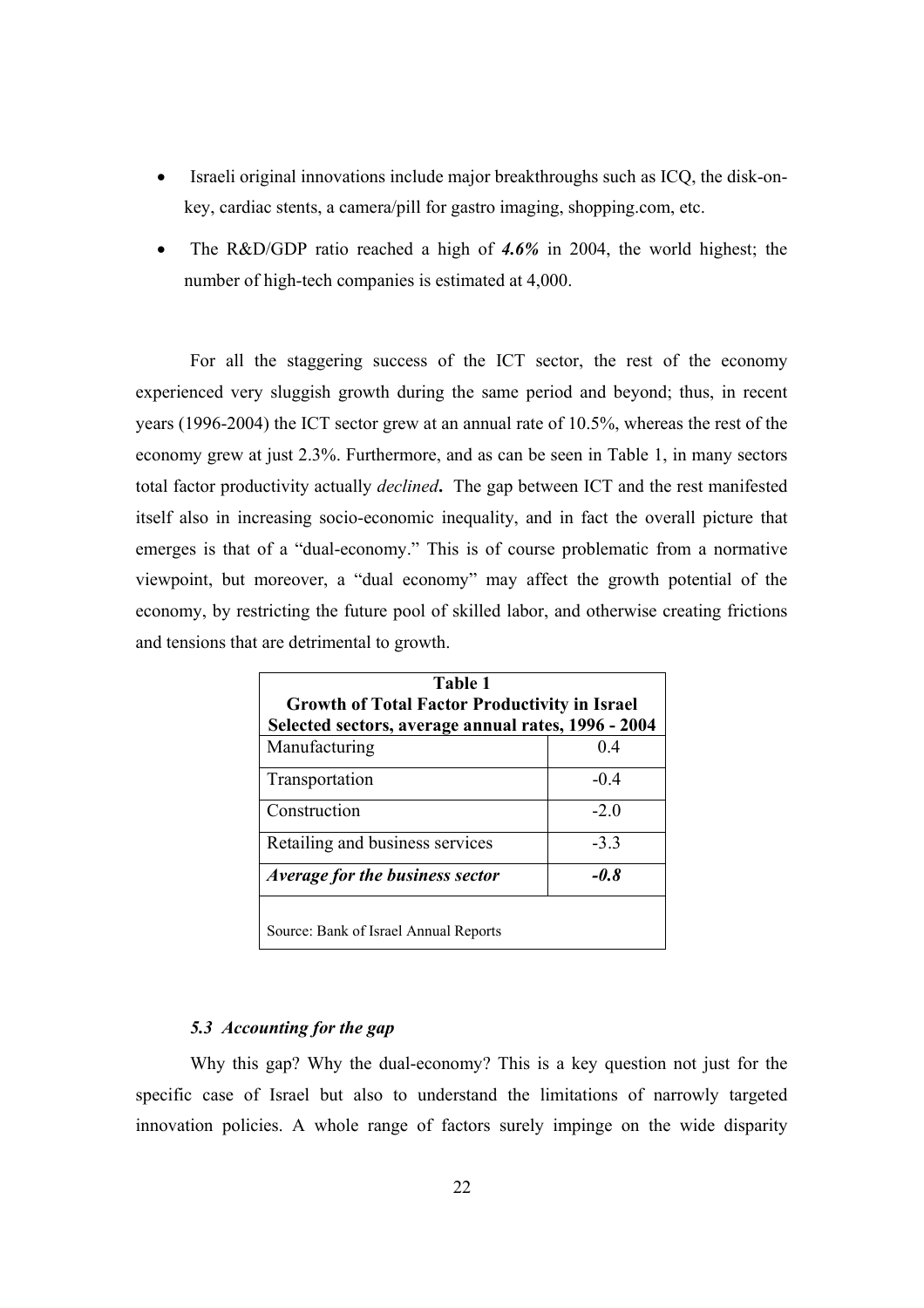- Israeli original innovations include major breakthroughs such as ICQ, the disk-on-key, cardiac stents, a camera/pill for gastro imaging, shopping.com, etc.
- The R&D/GDP ratio reached a high of ***4.6%*** in 2004, the world highest; the number of high-tech companies is estimated at 4,000.

For all the staggering success of the ICT sector, the rest of the economy experienced very sluggish growth during the same period and beyond; thus, in recent years (1996-2004) the ICT sector grew at an annual rate of 10.5%, whereas the rest of the economy grew at just 2.3%. Furthermore, and as can be seen in Table 1, in many sectors total factor productivity actually *declined***.** The gap between ICT and the rest manifested itself also in increasing socio-economic inequality, and in fact the overall picture that emerges is that of a "dual-economy." This is of course problematic from a normative viewpoint, but moreover, a "dual economy" may affect the growth potential of the economy, by restricting the future pool of skilled labor, and otherwise creating frictions and tensions that are detrimental to growth.

**Table 1**
**Growth of Total Factor Productivity in Israel**
**Selected sectors, average annual rates, 1996 - 2004**

| Sector | Rate |
|---|---|
| Manufacturing | 0.4 |
| Transportation | -0.4 |
| Construction | -2.0 |
| Retailing and business services | -3.3 |
| ***Average for the business sector*** | ***-0.8*** |

Source: Bank of Israel Annual Reports

### *5.3 Accounting for the gap*

Why this gap? Why the dual-economy? This is a key question not just for the specific case of Israel but also to understand the limitations of narrowly targeted innovation policies. A whole range of factors surely impinge on the wide disparity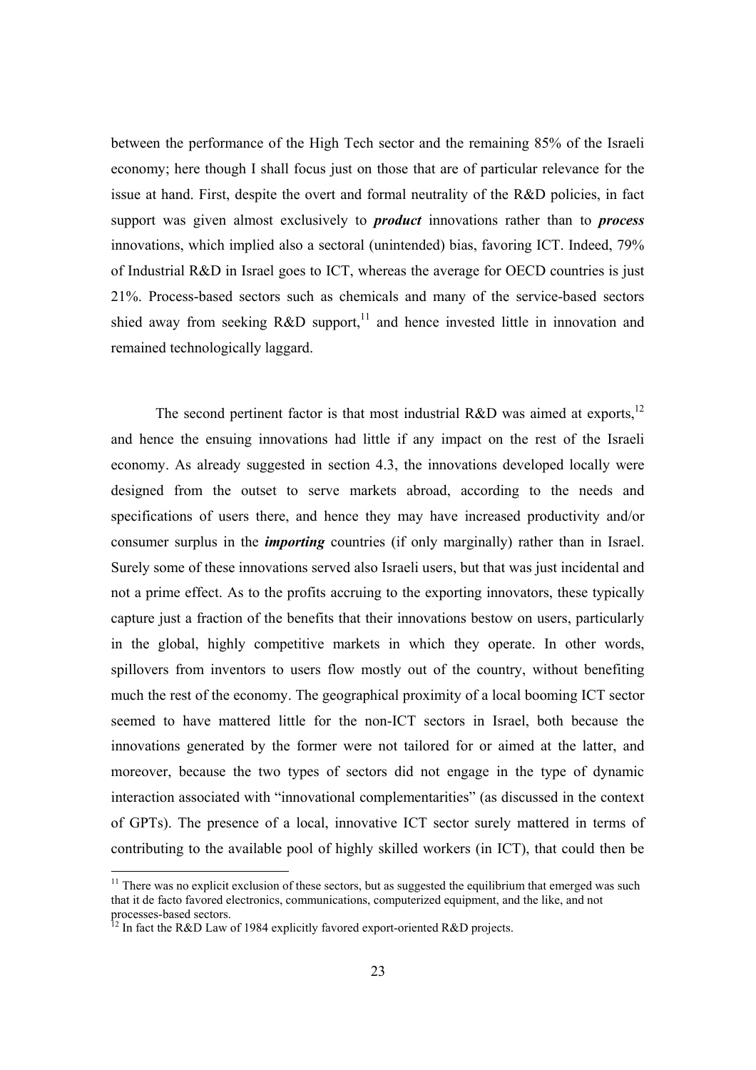between the performance of the High Tech sector and the remaining 85% of the Israeli economy; here though I shall focus just on those that are of particular relevance for the issue at hand. First, despite the overt and formal neutrality of the R&D policies, in fact support was given almost exclusively to ***product*** innovations rather than to ***process*** innovations, which implied also a sectoral (unintended) bias, favoring ICT. Indeed, 79% of Industrial R&D in Israel goes to ICT, whereas the average for OECD countries is just 21%. Process-based sectors such as chemicals and many of the service-based sectors shied away from seeking R&D support,[11] and hence invested little in innovation and remained technologically laggard.

The second pertinent factor is that most industrial R&D was aimed at exports,[12] and hence the ensuing innovations had little if any impact on the rest of the Israeli economy. As already suggested in section 4.3, the innovations developed locally were designed from the outset to serve markets abroad, according to the needs and specifications of users there, and hence they may have increased productivity and/or consumer surplus in the ***importing*** countries (if only marginally) rather than in Israel. Surely some of these innovations served also Israeli users, but that was just incidental and not a prime effect. As to the profits accruing to the exporting innovators, these typically capture just a fraction of the benefits that their innovations bestow on users, particularly in the global, highly competitive markets in which they operate. In other words, spillovers from inventors to users flow mostly out of the country, without benefiting much the rest of the economy. The geographical proximity of a local booming ICT sector seemed to have mattered little for the non-ICT sectors in Israel, both because the innovations generated by the former were not tailored for or aimed at the latter, and moreover, because the two types of sectors did not engage in the type of dynamic interaction associated with "innovational complementarities" (as discussed in the context of GPTs). The presence of a local, innovative ICT sector surely mattered in terms of contributing to the available pool of highly skilled workers (in ICT), that could then be

[11] There was no explicit exclusion of these sectors, but as suggested the equilibrium that emerged was such that it de facto favored electronics, communications, computerized equipment, and the like, and not processes-based sectors.

[12] In fact the R&D Law of 1984 explicitly favored export-oriented R&D projects.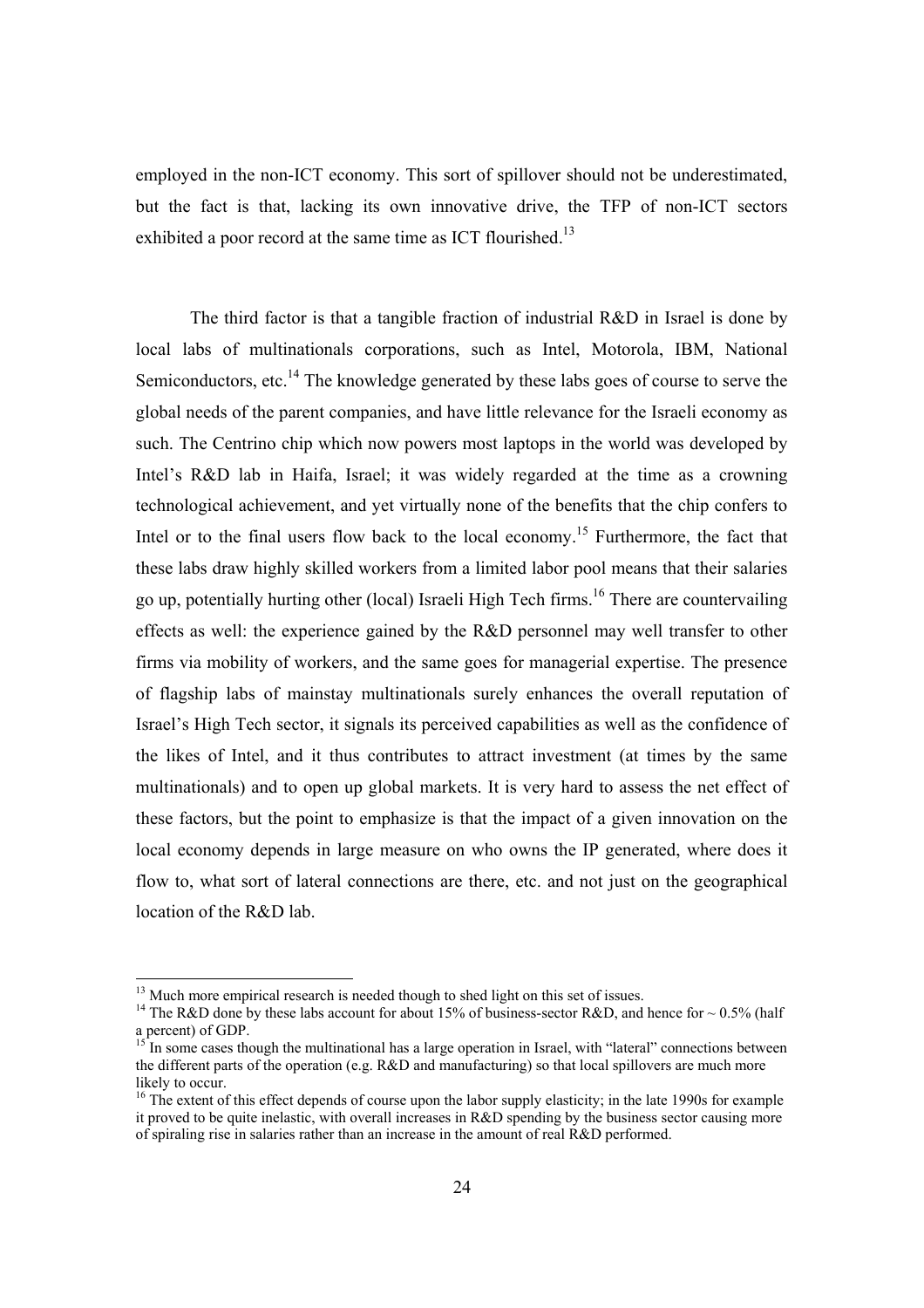employed in the non-ICT economy. This sort of spillover should not be underestimated, but the fact is that, lacking its own innovative drive, the TFP of non-ICT sectors exhibited a poor record at the same time as ICT flourished.[13]

The third factor is that a tangible fraction of industrial R&D in Israel is done by local labs of multinationals corporations, such as Intel, Motorola, IBM, National Semiconductors, etc.[14] The knowledge generated by these labs goes of course to serve the global needs of the parent companies, and have little relevance for the Israeli economy as such. The Centrino chip which now powers most laptops in the world was developed by Intel's R&D lab in Haifa, Israel; it was widely regarded at the time as a crowning technological achievement, and yet virtually none of the benefits that the chip confers to Intel or to the final users flow back to the local economy.[15] Furthermore, the fact that these labs draw highly skilled workers from a limited labor pool means that their salaries go up, potentially hurting other (local) Israeli High Tech firms.[16] There are countervailing effects as well: the experience gained by the R&D personnel may well transfer to other firms via mobility of workers, and the same goes for managerial expertise. The presence of flagship labs of mainstay multinationals surely enhances the overall reputation of Israel's High Tech sector, it signals its perceived capabilities as well as the confidence of the likes of Intel, and it thus contributes to attract investment (at times by the same multinationals) and to open up global markets. It is very hard to assess the net effect of these factors, but the point to emphasize is that the impact of a given innovation on the local economy depends in large measure on who owns the IP generated, where does it flow to, what sort of lateral connections are there, etc. and not just on the geographical location of the R&D lab.

---

[13] Much more empirical research is needed though to shed light on this set of issues.

[14] The R&D done by these labs account for about 15% of business-sector R&D, and hence for ~ 0.5% (half a percent) of GDP.

[15] In some cases though the multinational has a large operation in Israel, with "lateral" connections between the different parts of the operation (e.g. R&D and manufacturing) so that local spillovers are much more likely to occur.

[16] The extent of this effect depends of course upon the labor supply elasticity; in the late 1990s for example it proved to be quite inelastic, with overall increases in R&D spending by the business sector causing more of spiraling rise in salaries rather than an increase in the amount of real R&D performed.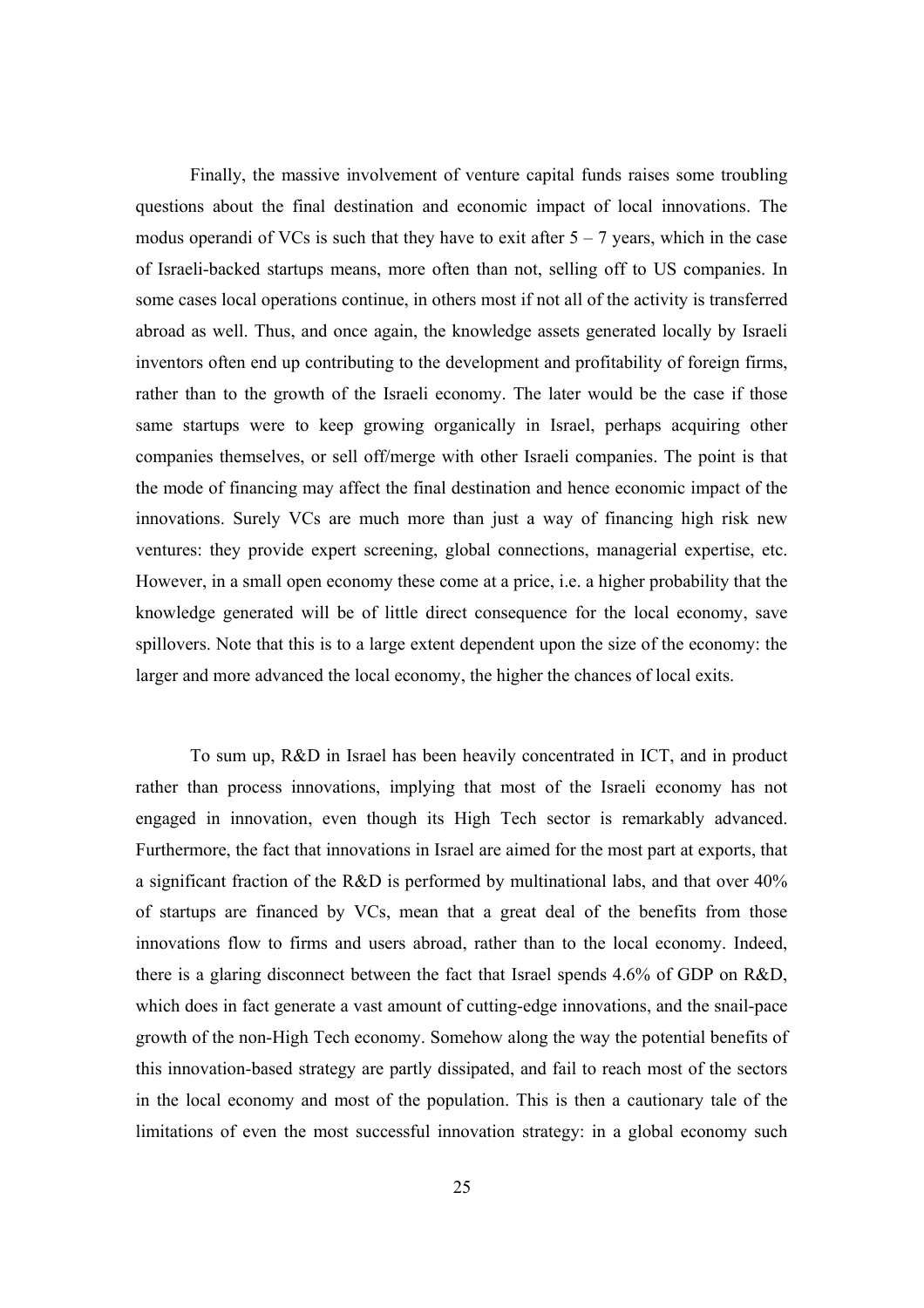Finally, the massive involvement of venture capital funds raises some troubling questions about the final destination and economic impact of local innovations. The modus operandi of VCs is such that they have to exit after 5 – 7 years, which in the case of Israeli-backed startups means, more often than not, selling off to US companies. In some cases local operations continue, in others most if not all of the activity is transferred abroad as well. Thus, and once again, the knowledge assets generated locally by Israeli inventors often end up contributing to the development and profitability of foreign firms, rather than to the growth of the Israeli economy. The later would be the case if those same startups were to keep growing organically in Israel, perhaps acquiring other companies themselves, or sell off/merge with other Israeli companies. The point is that the mode of financing may affect the final destination and hence economic impact of the innovations. Surely VCs are much more than just a way of financing high risk new ventures: they provide expert screening, global connections, managerial expertise, etc. However, in a small open economy these come at a price, i.e. a higher probability that the knowledge generated will be of little direct consequence for the local economy, save spillovers. Note that this is to a large extent dependent upon the size of the economy: the larger and more advanced the local economy, the higher the chances of local exits.

To sum up, R&D in Israel has been heavily concentrated in ICT, and in product rather than process innovations, implying that most of the Israeli economy has not engaged in innovation, even though its High Tech sector is remarkably advanced. Furthermore, the fact that innovations in Israel are aimed for the most part at exports, that a significant fraction of the R&D is performed by multinational labs, and that over 40% of startups are financed by VCs, mean that a great deal of the benefits from those innovations flow to firms and users abroad, rather than to the local economy. Indeed, there is a glaring disconnect between the fact that Israel spends 4.6% of GDP on R&D, which does in fact generate a vast amount of cutting-edge innovations, and the snail-pace growth of the non-High Tech economy. Somehow along the way the potential benefits of this innovation-based strategy are partly dissipated, and fail to reach most of the sectors in the local economy and most of the population. This is then a cautionary tale of the limitations of even the most successful innovation strategy: in a global economy such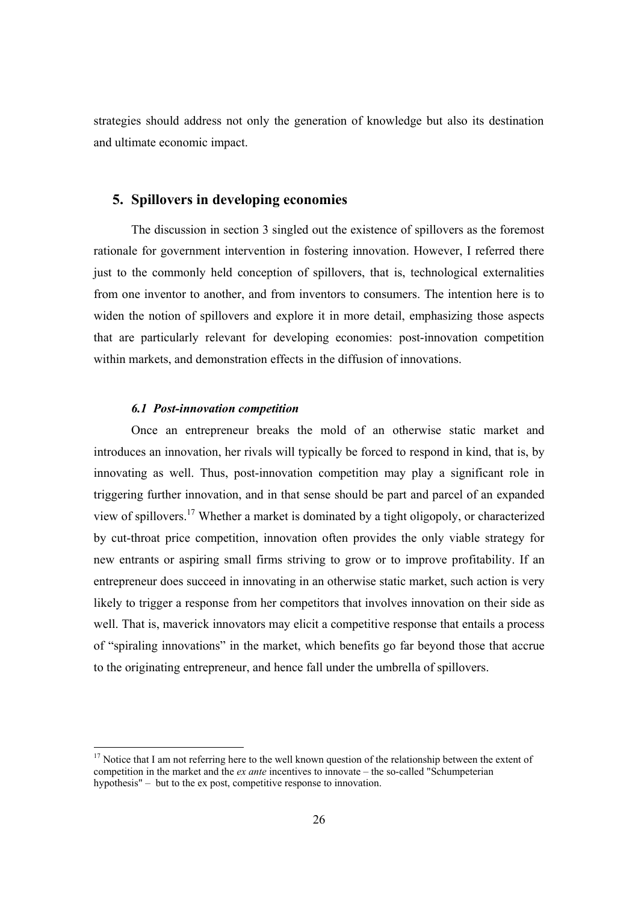strategies should address not only the generation of knowledge but also its destination and ultimate economic impact.

## 5. Spillovers in developing economies

The discussion in section 3 singled out the existence of spillovers as the foremost rationale for government intervention in fostering innovation. However, I referred there just to the commonly held conception of spillovers, that is, technological externalities from one inventor to another, and from inventors to consumers. The intention here is to widen the notion of spillovers and explore it in more detail, emphasizing those aspects that are particularly relevant for developing economies: post-innovation competition within markets, and demonstration effects in the diffusion of innovations.

### *6.1 Post-innovation competition*

Once an entrepreneur breaks the mold of an otherwise static market and introduces an innovation, her rivals will typically be forced to respond in kind, that is, by innovating as well. Thus, post-innovation competition may play a significant role in triggering further innovation, and in that sense should be part and parcel of an expanded view of spillovers.[17] Whether a market is dominated by a tight oligopoly, or characterized by cut-throat price competition, innovation often provides the only viable strategy for new entrants or aspiring small firms striving to grow or to improve profitability. If an entrepreneur does succeed in innovating in an otherwise static market, such action is very likely to trigger a response from her competitors that involves innovation on their side as well. That is, maverick innovators may elicit a competitive response that entails a process of "spiraling innovations" in the market, which benefits go far beyond those that accrue to the originating entrepreneur, and hence fall under the umbrella of spillovers.

[17] Notice that I am not referring here to the well known question of the relationship between the extent of competition in the market and the *ex ante* incentives to innovate – the so-called "Schumpeterian hypothesis" – but to the ex post, competitive response to innovation.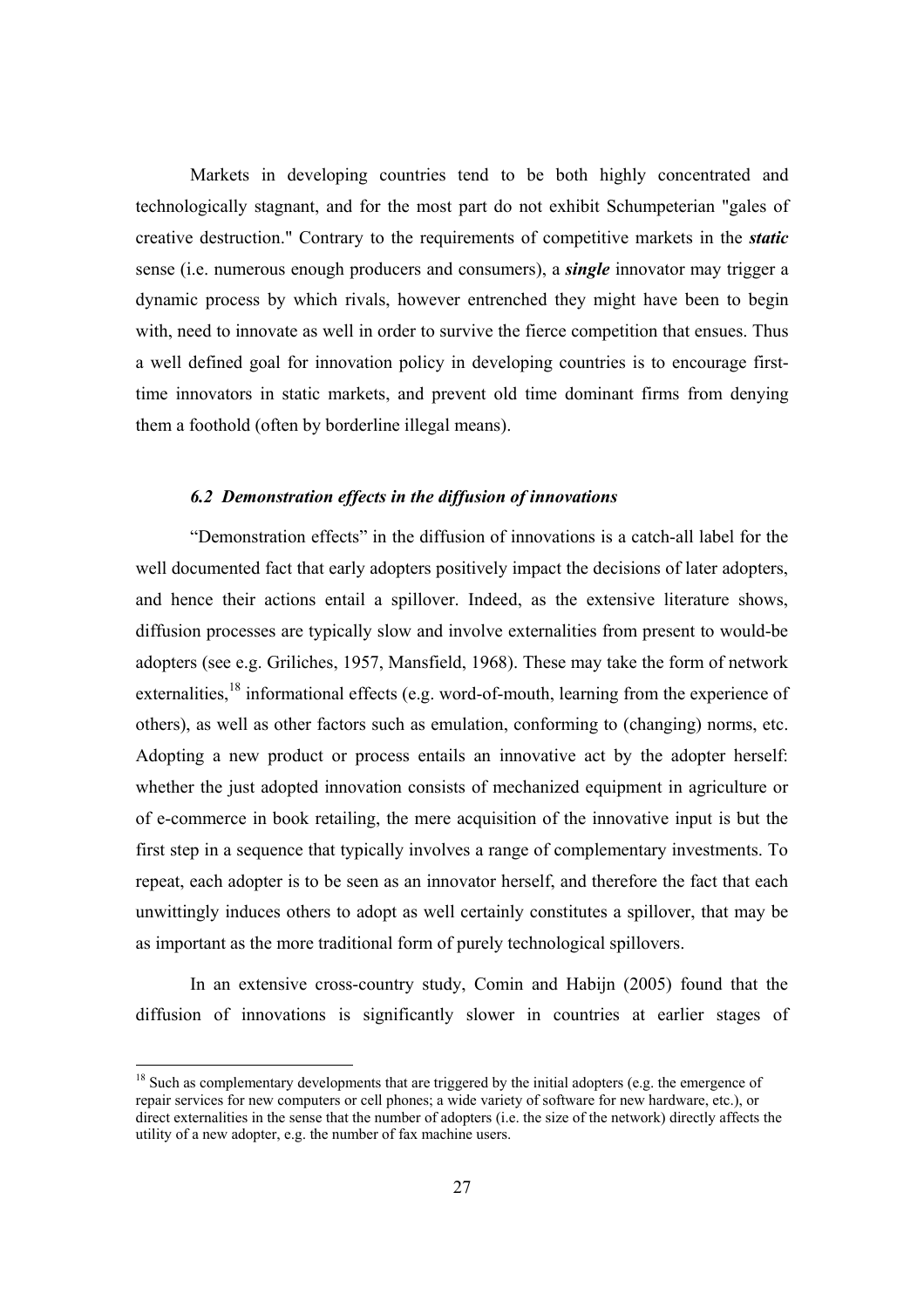Markets in developing countries tend to be both highly concentrated and technologically stagnant, and for the most part do not exhibit Schumpeterian "gales of creative destruction." Contrary to the requirements of competitive markets in the ***static*** sense (i.e. numerous enough producers and consumers), a ***single*** innovator may trigger a dynamic process by which rivals, however entrenched they might have been to begin with, need to innovate as well in order to survive the fierce competition that ensues. Thus a well defined goal for innovation policy in developing countries is to encourage first-time innovators in static markets, and prevent old time dominant firms from denying them a foothold (often by borderline illegal means).

### *6.2 Demonstration effects in the diffusion of innovations*

"Demonstration effects" in the diffusion of innovations is a catch-all label for the well documented fact that early adopters positively impact the decisions of later adopters, and hence their actions entail a spillover. Indeed, as the extensive literature shows, diffusion processes are typically slow and involve externalities from present to would-be adopters (see e.g. Griliches, 1957, Mansfield, 1968). These may take the form of network externalities,[18] informational effects (e.g. word-of-mouth, learning from the experience of others), as well as other factors such as emulation, conforming to (changing) norms, etc. Adopting a new product or process entails an innovative act by the adopter herself: whether the just adopted innovation consists of mechanized equipment in agriculture or of e-commerce in book retailing, the mere acquisition of the innovative input is but the first step in a sequence that typically involves a range of complementary investments. To repeat, each adopter is to be seen as an innovator herself, and therefore the fact that each unwittingly induces others to adopt as well certainly constitutes a spillover, that may be as important as the more traditional form of purely technological spillovers.

In an extensive cross-country study, Comin and Habijn (2005) found that the diffusion of innovations is significantly slower in countries at earlier stages of

---

[18] Such as complementary developments that are triggered by the initial adopters (e.g. the emergence of repair services for new computers or cell phones; a wide variety of software for new hardware, etc.), or direct externalities in the sense that the number of adopters (i.e. the size of the network) directly affects the utility of a new adopter, e.g. the number of fax machine users.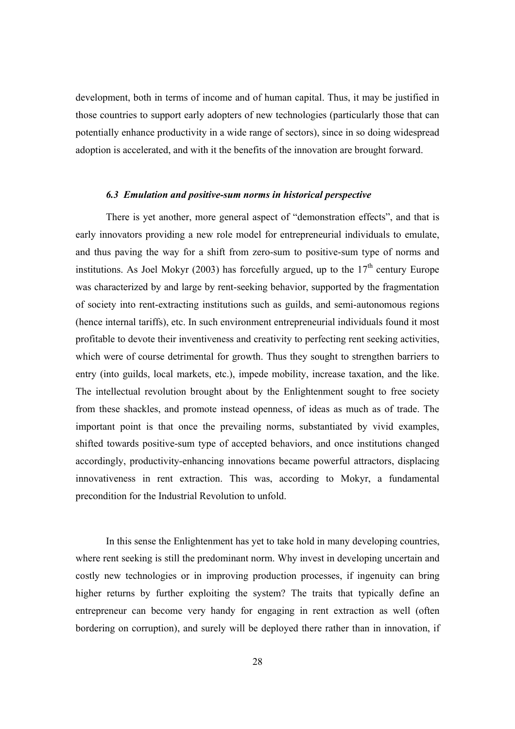development, both in terms of income and of human capital. Thus, it may be justified in those countries to support early adopters of new technologies (particularly those that can potentially enhance productivity in a wide range of sectors), since in so doing widespread adoption is accelerated, and with it the benefits of the innovation are brought forward.

### *6.3 Emulation and positive-sum norms in historical perspective*

There is yet another, more general aspect of "demonstration effects", and that is early innovators providing a new role model for entrepreneurial individuals to emulate, and thus paving the way for a shift from zero-sum to positive-sum type of norms and institutions. As Joel Mokyr (2003) has forcefully argued, up to the 17th century Europe was characterized by and large by rent-seeking behavior, supported by the fragmentation of society into rent-extracting institutions such as guilds, and semi-autonomous regions (hence internal tariffs), etc. In such environment entrepreneurial individuals found it most profitable to devote their inventiveness and creativity to perfecting rent seeking activities, which were of course detrimental for growth. Thus they sought to strengthen barriers to entry (into guilds, local markets, etc.), impede mobility, increase taxation, and the like. The intellectual revolution brought about by the Enlightenment sought to free society from these shackles, and promote instead openness, of ideas as much as of trade. The important point is that once the prevailing norms, substantiated by vivid examples, shifted towards positive-sum type of accepted behaviors, and once institutions changed accordingly, productivity-enhancing innovations became powerful attractors, displacing innovativeness in rent extraction. This was, according to Mokyr, a fundamental precondition for the Industrial Revolution to unfold.

In this sense the Enlightenment has yet to take hold in many developing countries, where rent seeking is still the predominant norm. Why invest in developing uncertain and costly new technologies or in improving production processes, if ingenuity can bring higher returns by further exploiting the system? The traits that typically define an entrepreneur can become very handy for engaging in rent extraction as well (often bordering on corruption), and surely will be deployed there rather than in innovation, if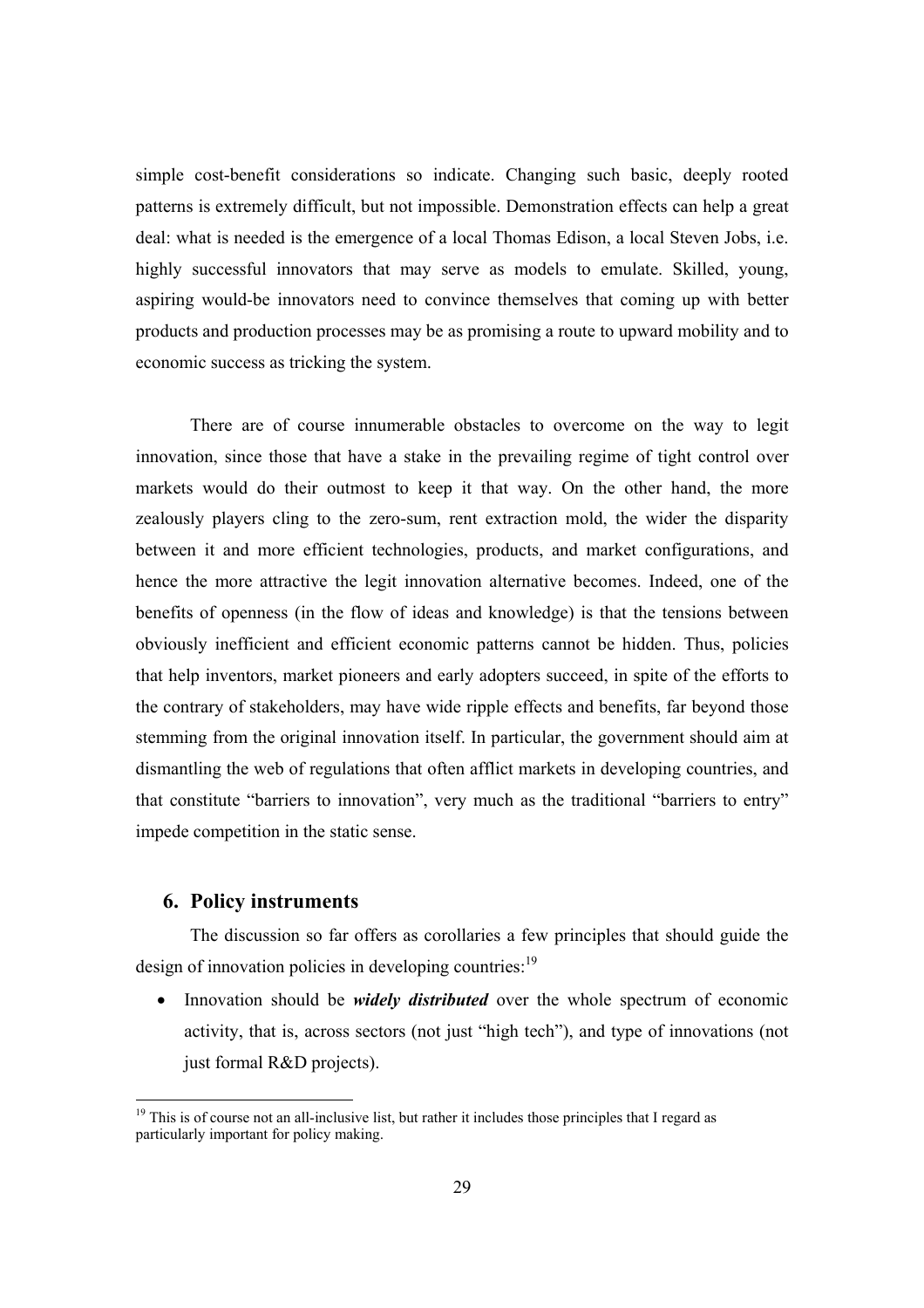simple cost-benefit considerations so indicate. Changing such basic, deeply rooted patterns is extremely difficult, but not impossible. Demonstration effects can help a great deal: what is needed is the emergence of a local Thomas Edison, a local Steven Jobs, i.e. highly successful innovators that may serve as models to emulate. Skilled, young, aspiring would-be innovators need to convince themselves that coming up with better products and production processes may be as promising a route to upward mobility and to economic success as tricking the system.

There are of course innumerable obstacles to overcome on the way to legit innovation, since those that have a stake in the prevailing regime of tight control over markets would do their outmost to keep it that way. On the other hand, the more zealously players cling to the zero-sum, rent extraction mold, the wider the disparity between it and more efficient technologies, products, and market configurations, and hence the more attractive the legit innovation alternative becomes. Indeed, one of the benefits of openness (in the flow of ideas and knowledge) is that the tensions between obviously inefficient and efficient economic patterns cannot be hidden. Thus, policies that help inventors, market pioneers and early adopters succeed, in spite of the efforts to the contrary of stakeholders, may have wide ripple effects and benefits, far beyond those stemming from the original innovation itself. In particular, the government should aim at dismantling the web of regulations that often afflict markets in developing countries, and that constitute "barriers to innovation", very much as the traditional "barriers to entry" impede competition in the static sense.

## 6. Policy instruments

The discussion so far offers as corollaries a few principles that should guide the design of innovation policies in developing countries:[19]

- Innovation should be ***widely distributed*** over the whole spectrum of economic activity, that is, across sectors (not just "high tech"), and type of innovations (not just formal R&D projects).

[19] This is of course not an all-inclusive list, but rather it includes those principles that I regard as particularly important for policy making.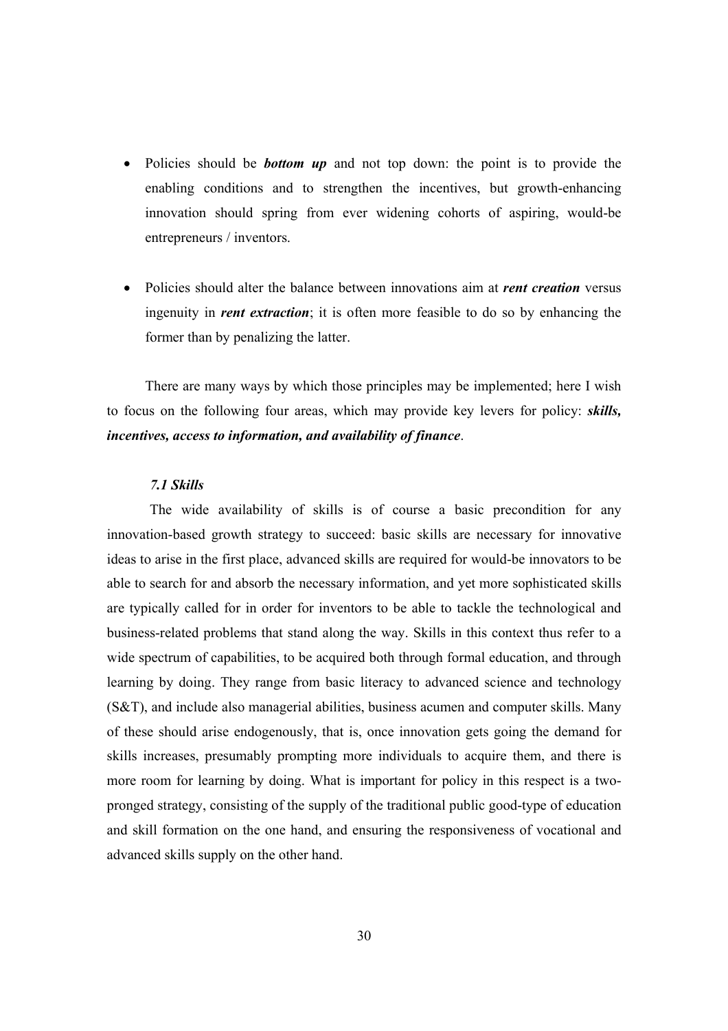- Policies should be ***bottom up*** and not top down: the point is to provide the enabling conditions and to strengthen the incentives, but growth-enhancing innovation should spring from ever widening cohorts of aspiring, would-be entrepreneurs / inventors.

- Policies should alter the balance between innovations aim at ***rent creation*** versus ingenuity in ***rent extraction***; it is often more feasible to do so by enhancing the former than by penalizing the latter.

There are many ways by which those principles may be implemented; here I wish to focus on the following four areas, which may provide key levers for policy: ***skills, incentives, access to information, and availability of finance***.

### *7.1 Skills*

The wide availability of skills is of course a basic precondition for any innovation-based growth strategy to succeed: basic skills are necessary for innovative ideas to arise in the first place, advanced skills are required for would-be innovators to be able to search for and absorb the necessary information, and yet more sophisticated skills are typically called for in order for inventors to be able to tackle the technological and business-related problems that stand along the way. Skills in this context thus refer to a wide spectrum of capabilities, to be acquired both through formal education, and through learning by doing. They range from basic literacy to advanced science and technology (S&T), and include also managerial abilities, business acumen and computer skills. Many of these should arise endogenously, that is, once innovation gets going the demand for skills increases, presumably prompting more individuals to acquire them, and there is more room for learning by doing. What is important for policy in this respect is a two-pronged strategy, consisting of the supply of the traditional public good-type of education and skill formation on the one hand, and ensuring the responsiveness of vocational and advanced skills supply on the other hand.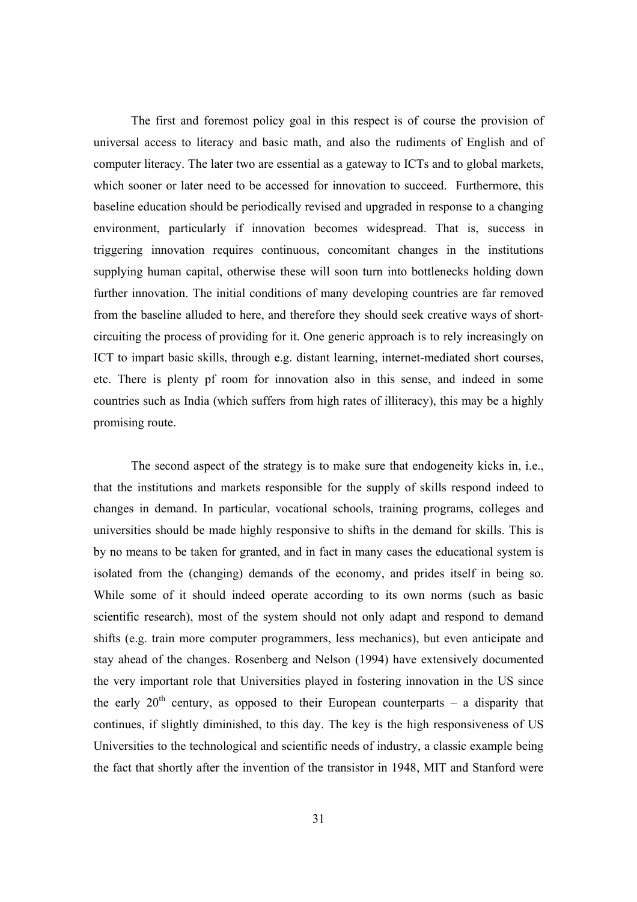The first and foremost policy goal in this respect is of course the provision of universal access to literacy and basic math, and also the rudiments of English and of computer literacy. The later two are essential as a gateway to ICTs and to global markets, which sooner or later need to be accessed for innovation to succeed. Furthermore, this baseline education should be periodically revised and upgraded in response to a changing environment, particularly if innovation becomes widespread. That is, success in triggering innovation requires continuous, concomitant changes in the institutions supplying human capital, otherwise these will soon turn into bottlenecks holding down further innovation. The initial conditions of many developing countries are far removed from the baseline alluded to here, and therefore they should seek creative ways of short-circuiting the process of providing for it. One generic approach is to rely increasingly on ICT to impart basic skills, through e.g. distant learning, internet-mediated short courses, etc. There is plenty pf room for innovation also in this sense, and indeed in some countries such as India (which suffers from high rates of illiteracy), this may be a highly promising route.

The second aspect of the strategy is to make sure that endogeneity kicks in, i.e., that the institutions and markets responsible for the supply of skills respond indeed to changes in demand. In particular, vocational schools, training programs, colleges and universities should be made highly responsive to shifts in the demand for skills. This is by no means to be taken for granted, and in fact in many cases the educational system is isolated from the (changing) demands of the economy, and prides itself in being so. While some of it should indeed operate according to its own norms (such as basic scientific research), most of the system should not only adapt and respond to demand shifts (e.g. train more computer programmers, less mechanics), but even anticipate and stay ahead of the changes. Rosenberg and Nelson (1994) have extensively documented the very important role that Universities played in fostering innovation in the US since the early 20th century, as opposed to their European counterparts – a disparity that continues, if slightly diminished, to this day. The key is the high responsiveness of US Universities to the technological and scientific needs of industry, a classic example being the fact that shortly after the invention of the transistor in 1948, MIT and Stanford were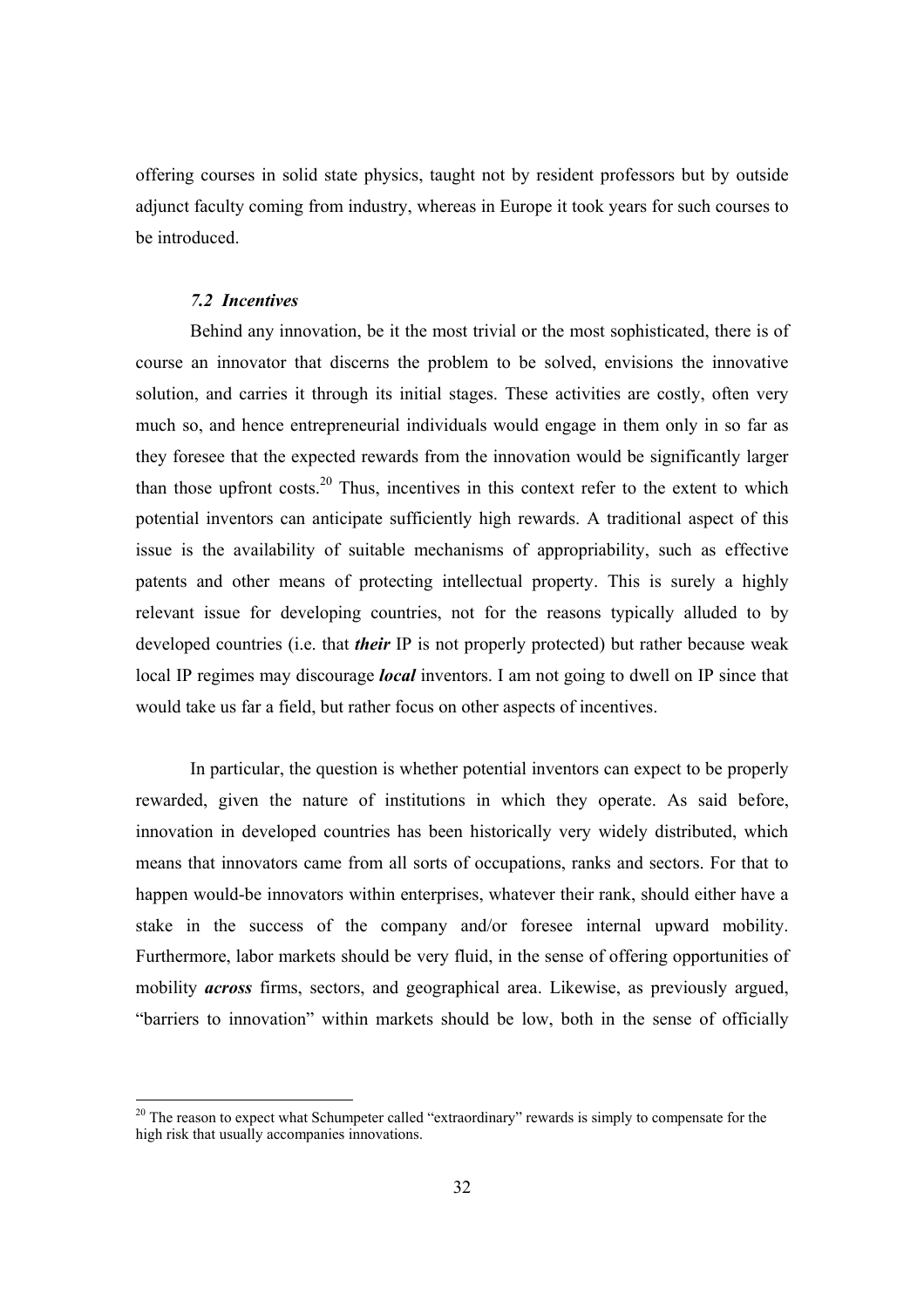offering courses in solid state physics, taught not by resident professors but by outside adjunct faculty coming from industry, whereas in Europe it took years for such courses to be introduced.

### *7.2 Incentives*

Behind any innovation, be it the most trivial or the most sophisticated, there is of course an innovator that discerns the problem to be solved, envisions the innovative solution, and carries it through its initial stages. These activities are costly, often very much so, and hence entrepreneurial individuals would engage in them only in so far as they foresee that the expected rewards from the innovation would be significantly larger than those upfront costs.[20] Thus, incentives in this context refer to the extent to which potential inventors can anticipate sufficiently high rewards. A traditional aspect of this issue is the availability of suitable mechanisms of appropriability, such as effective patents and other means of protecting intellectual property. This is surely a highly relevant issue for developing countries, not for the reasons typically alluded to by developed countries (i.e. that ***their*** IP is not properly protected) but rather because weak local IP regimes may discourage ***local*** inventors. I am not going to dwell on IP since that would take us far a field, but rather focus on other aspects of incentives.

In particular, the question is whether potential inventors can expect to be properly rewarded, given the nature of institutions in which they operate. As said before, innovation in developed countries has been historically very widely distributed, which means that innovators came from all sorts of occupations, ranks and sectors. For that to happen would-be innovators within enterprises, whatever their rank, should either have a stake in the success of the company and/or foresee internal upward mobility. Furthermore, labor markets should be very fluid, in the sense of offering opportunities of mobility ***across*** firms, sectors, and geographical area. Likewise, as previously argued, "barriers to innovation" within markets should be low, both in the sense of officially

[20] The reason to expect what Schumpeter called "extraordinary" rewards is simply to compensate for the high risk that usually accompanies innovations.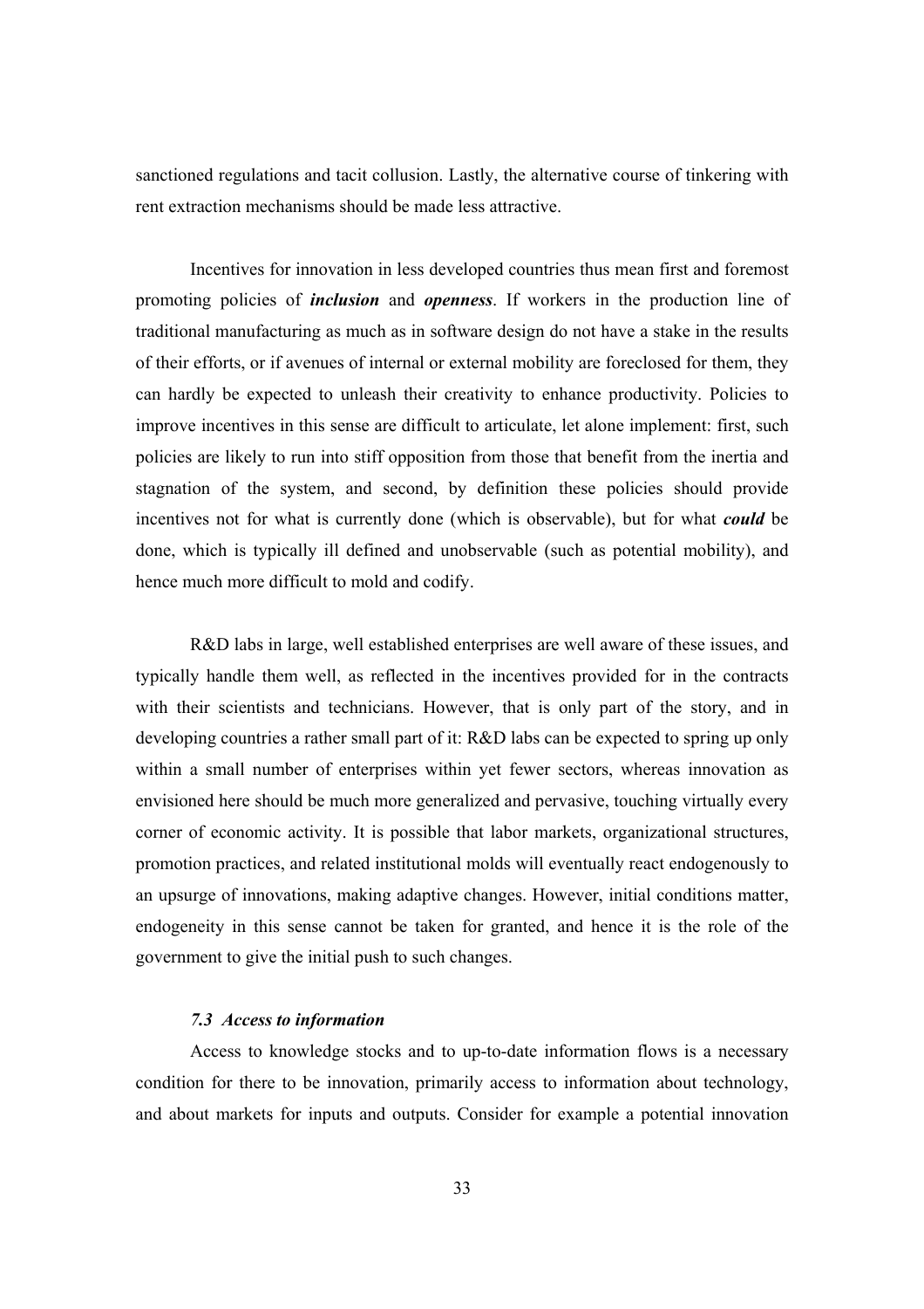sanctioned regulations and tacit collusion. Lastly, the alternative course of tinkering with rent extraction mechanisms should be made less attractive.

Incentives for innovation in less developed countries thus mean first and foremost promoting policies of ***inclusion*** and ***openness***. If workers in the production line of traditional manufacturing as much as in software design do not have a stake in the results of their efforts, or if avenues of internal or external mobility are foreclosed for them, they can hardly be expected to unleash their creativity to enhance productivity. Policies to improve incentives in this sense are difficult to articulate, let alone implement: first, such policies are likely to run into stiff opposition from those that benefit from the inertia and stagnation of the system, and second, by definition these policies should provide incentives not for what is currently done (which is observable), but for what ***could*** be done, which is typically ill defined and unobservable (such as potential mobility), and hence much more difficult to mold and codify.

R&D labs in large, well established enterprises are well aware of these issues, and typically handle them well, as reflected in the incentives provided for in the contracts with their scientists and technicians. However, that is only part of the story, and in developing countries a rather small part of it: R&D labs can be expected to spring up only within a small number of enterprises within yet fewer sectors, whereas innovation as envisioned here should be much more generalized and pervasive, touching virtually every corner of economic activity. It is possible that labor markets, organizational structures, promotion practices, and related institutional molds will eventually react endogenously to an upsurge of innovations, making adaptive changes. However, initial conditions matter, endogeneity in this sense cannot be taken for granted, and hence it is the role of the government to give the initial push to such changes.

### *7.3 Access to information*

Access to knowledge stocks and to up-to-date information flows is a necessary condition for there to be innovation, primarily access to information about technology, and about markets for inputs and outputs. Consider for example a potential innovation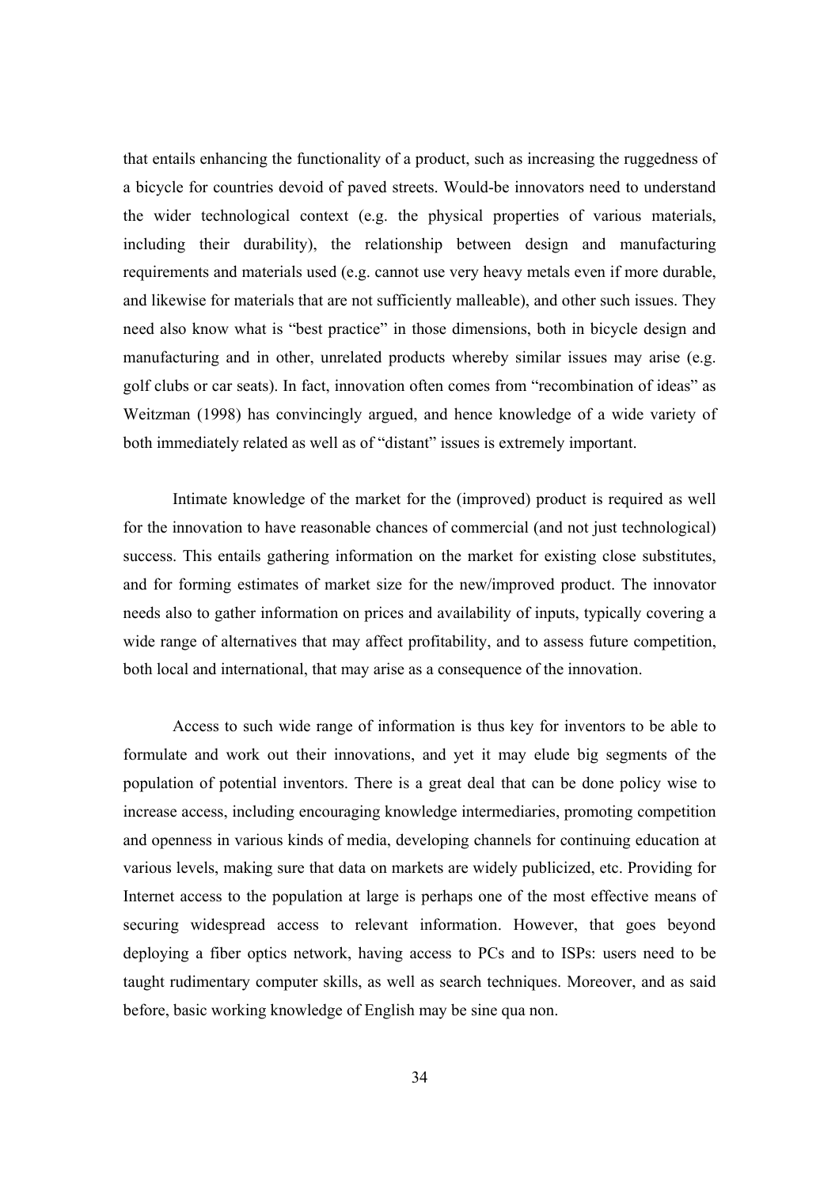that entails enhancing the functionality of a product, such as increasing the ruggedness of a bicycle for countries devoid of paved streets. Would-be innovators need to understand the wider technological context (e.g. the physical properties of various materials, including their durability), the relationship between design and manufacturing requirements and materials used (e.g. cannot use very heavy metals even if more durable, and likewise for materials that are not sufficiently malleable), and other such issues. They need also know what is "best practice" in those dimensions, both in bicycle design and manufacturing and in other, unrelated products whereby similar issues may arise (e.g. golf clubs or car seats). In fact, innovation often comes from "recombination of ideas" as Weitzman (1998) has convincingly argued, and hence knowledge of a wide variety of both immediately related as well as of "distant" issues is extremely important.

Intimate knowledge of the market for the (improved) product is required as well for the innovation to have reasonable chances of commercial (and not just technological) success. This entails gathering information on the market for existing close substitutes, and for forming estimates of market size for the new/improved product. The innovator needs also to gather information on prices and availability of inputs, typically covering a wide range of alternatives that may affect profitability, and to assess future competition, both local and international, that may arise as a consequence of the innovation.

Access to such wide range of information is thus key for inventors to be able to formulate and work out their innovations, and yet it may elude big segments of the population of potential inventors. There is a great deal that can be done policy wise to increase access, including encouraging knowledge intermediaries, promoting competition and openness in various kinds of media, developing channels for continuing education at various levels, making sure that data on markets are widely publicized, etc. Providing for Internet access to the population at large is perhaps one of the most effective means of securing widespread access to relevant information. However, that goes beyond deploying a fiber optics network, having access to PCs and to ISPs: users need to be taught rudimentary computer skills, as well as search techniques. Moreover, and as said before, basic working knowledge of English may be sine qua non.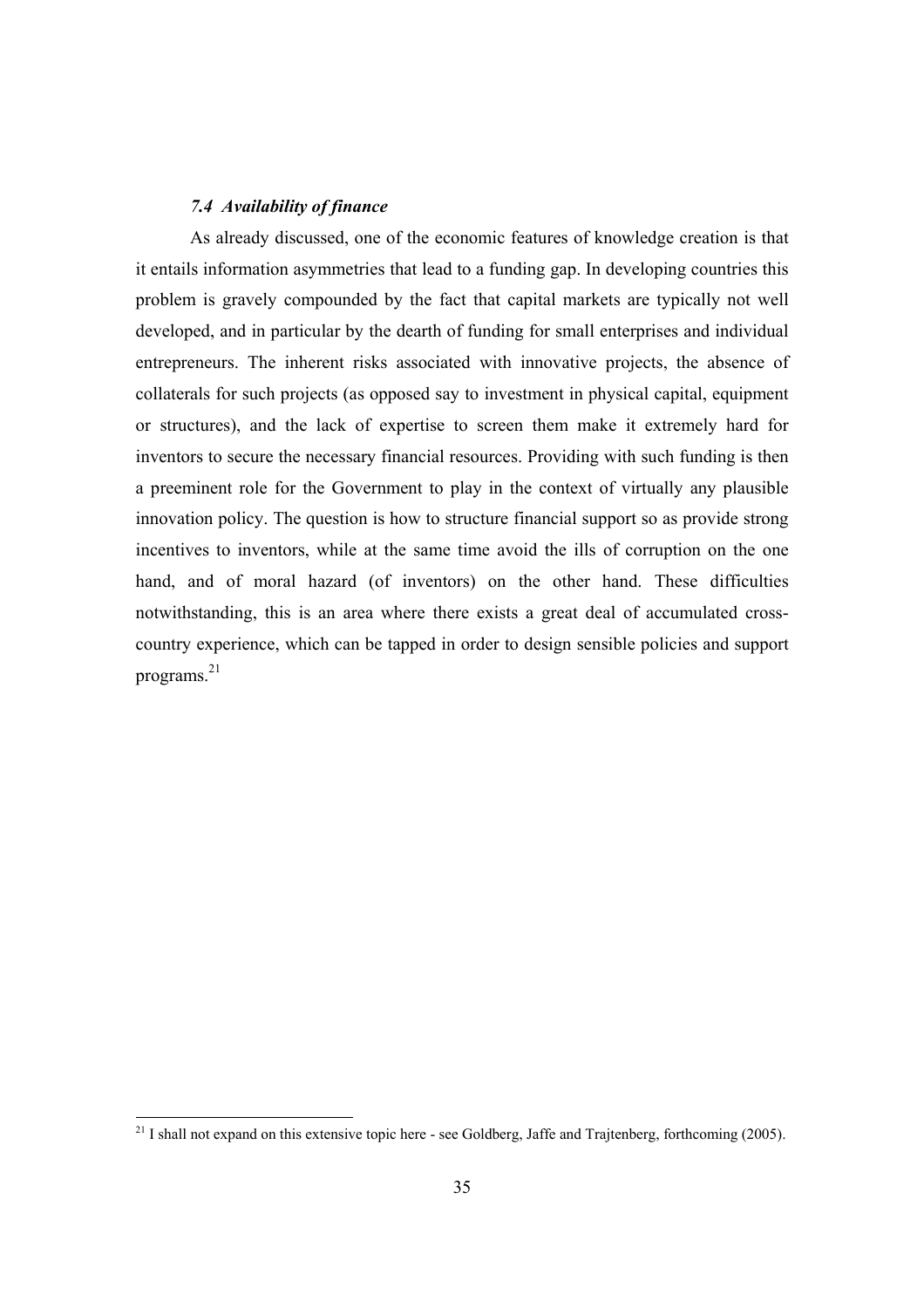### *7.4 Availability of finance*

As already discussed, one of the economic features of knowledge creation is that it entails information asymmetries that lead to a funding gap. In developing countries this problem is gravely compounded by the fact that capital markets are typically not well developed, and in particular by the dearth of funding for small enterprises and individual entrepreneurs. The inherent risks associated with innovative projects, the absence of collaterals for such projects (as opposed say to investment in physical capital, equipment or structures), and the lack of expertise to screen them make it extremely hard for inventors to secure the necessary financial resources. Providing with such funding is then a preeminent role for the Government to play in the context of virtually any plausible innovation policy. The question is how to structure financial support so as provide strong incentives to inventors, while at the same time avoid the ills of corruption on the one hand, and of moral hazard (of inventors) on the other hand. These difficulties notwithstanding, this is an area where there exists a great deal of accumulated cross-country experience, which can be tapped in order to design sensible policies and support programs.[21]

---

[21] I shall not expand on this extensive topic here - see Goldberg, Jaffe and Trajtenberg, forthcoming (2005).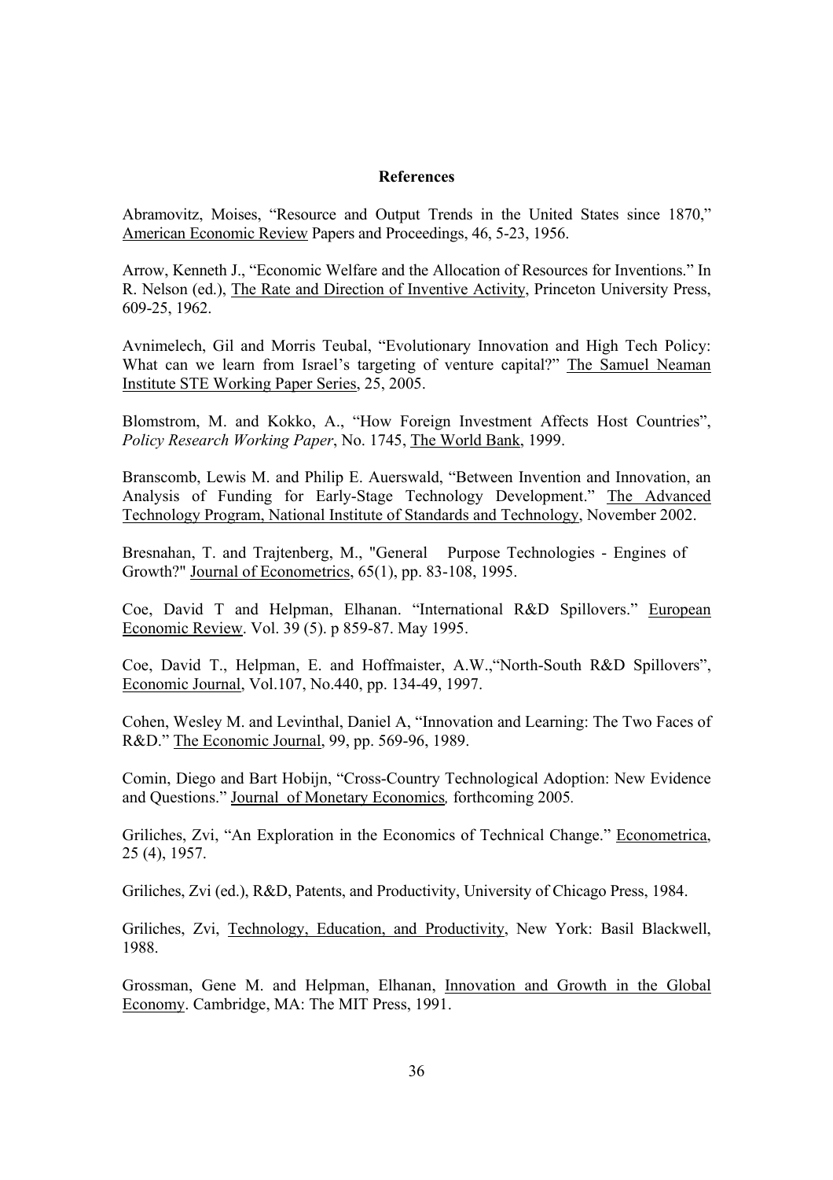**References**

Abramovitz, Moises, "Resource and Output Trends in the United States since 1870," American Economic Review Papers and Proceedings, 46, 5-23, 1956.

Arrow, Kenneth J., "Economic Welfare and the Allocation of Resources for Inventions." In R. Nelson (ed.), The Rate and Direction of Inventive Activity, Princeton University Press, 609-25, 1962.

Avnimelech, Gil and Morris Teubal, "Evolutionary Innovation and High Tech Policy: What can we learn from Israel's targeting of venture capital?" The Samuel Neaman Institute STE Working Paper Series, 25, 2005.

Blomstrom, M. and Kokko, A., "How Foreign Investment Affects Host Countries", *Policy Research Working Paper*, No. 1745, The World Bank, 1999.

Branscomb, Lewis M. and Philip E. Auerswald, "Between Invention and Innovation, an Analysis of Funding for Early-Stage Technology Development." The Advanced Technology Program, National Institute of Standards and Technology, November 2002.

Bresnahan, T. and Trajtenberg, M., "General Purpose Technologies - Engines of Growth?" Journal of Econometrics, 65(1), pp. 83-108, 1995.

Coe, David T and Helpman, Elhanan. "International R&D Spillovers." European Economic Review. Vol. 39 (5). p 859-87. May 1995.

Coe, David T., Helpman, E. and Hoffmaister, A.W.,"North-South R&D Spillovers", Economic Journal, Vol.107, No.440, pp. 134-49, 1997.

Cohen, Wesley M. and Levinthal, Daniel A, "Innovation and Learning: The Two Faces of R&D." The Economic Journal, 99, pp. 569-96, 1989.

Comin, Diego and Bart Hobijn, "Cross-Country Technological Adoption: New Evidence and Questions." Journal of Monetary Economics*,* forthcoming 2005*.*

Griliches, Zvi, "An Exploration in the Economics of Technical Change." Econometrica, 25 (4), 1957.

Griliches, Zvi (ed.), R&D, Patents, and Productivity, University of Chicago Press, 1984.

Griliches, Zvi, Technology, Education, and Productivity, New York: Basil Blackwell, 1988.

Grossman, Gene M. and Helpman, Elhanan, Innovation and Growth in the Global Economy. Cambridge, MA: The MIT Press, 1991.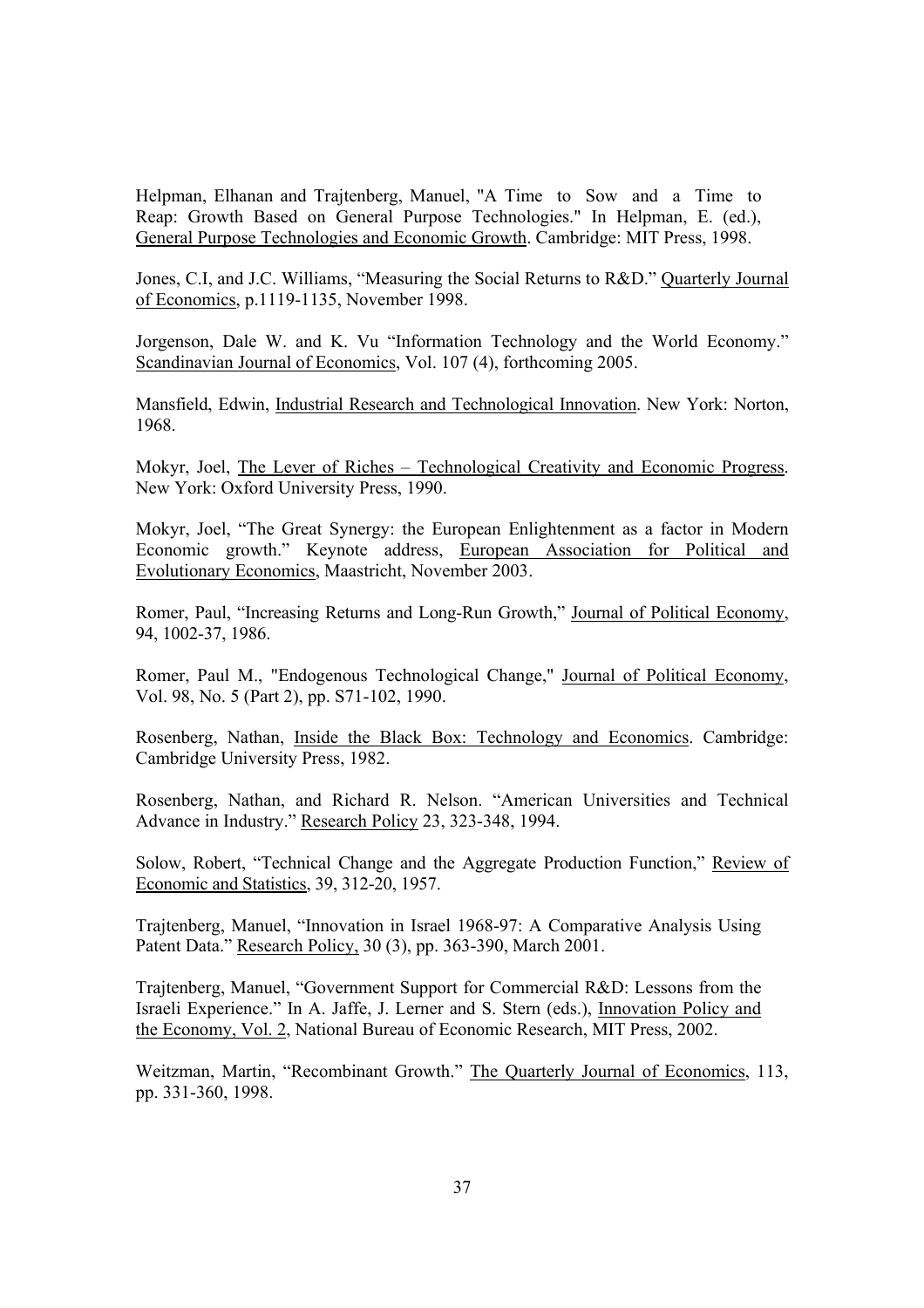Helpman, Elhanan and Trajtenberg, Manuel, "A Time to Sow and a Time to Reap: Growth Based on General Purpose Technologies." In Helpman, E. (ed.), General Purpose Technologies and Economic Growth. Cambridge: MIT Press, 1998.

Jones, C.I, and J.C. Williams, "Measuring the Social Returns to R&D." Quarterly Journal of Economics, p.1119-1135, November 1998.

Jorgenson, Dale W. and K. Vu "Information Technology and the World Economy." Scandinavian Journal of Economics, Vol. 107 (4), forthcoming 2005.

Mansfield, Edwin, Industrial Research and Technological Innovation. New York: Norton, 1968.

Mokyr, Joel, The Lever of Riches – Technological Creativity and Economic Progress. New York: Oxford University Press, 1990.

Mokyr, Joel, "The Great Synergy: the European Enlightenment as a factor in Modern Economic growth." Keynote address, European Association for Political and Evolutionary Economics, Maastricht, November 2003.

Romer, Paul, "Increasing Returns and Long-Run Growth," Journal of Political Economy, 94, 1002-37, 1986.

Romer, Paul M., "Endogenous Technological Change," Journal of Political Economy, Vol. 98, No. 5 (Part 2), pp. S71-102, 1990.

Rosenberg, Nathan, Inside the Black Box: Technology and Economics. Cambridge: Cambridge University Press, 1982.

Rosenberg, Nathan, and Richard R. Nelson. "American Universities and Technical Advance in Industry." Research Policy 23, 323-348, 1994.

Solow, Robert, "Technical Change and the Aggregate Production Function," Review of Economic and Statistics, 39, 312-20, 1957.

Trajtenberg, Manuel, "Innovation in Israel 1968-97: A Comparative Analysis Using Patent Data." Research Policy, 30 (3), pp. 363-390, March 2001.

Trajtenberg, Manuel, "Government Support for Commercial R&D: Lessons from the Israeli Experience." In A. Jaffe, J. Lerner and S. Stern (eds.), Innovation Policy and the Economy, Vol. 2, National Bureau of Economic Research, MIT Press, 2002.

Weitzman, Martin, "Recombinant Growth." The Quarterly Journal of Economics, 113, pp. 331-360, 1998.